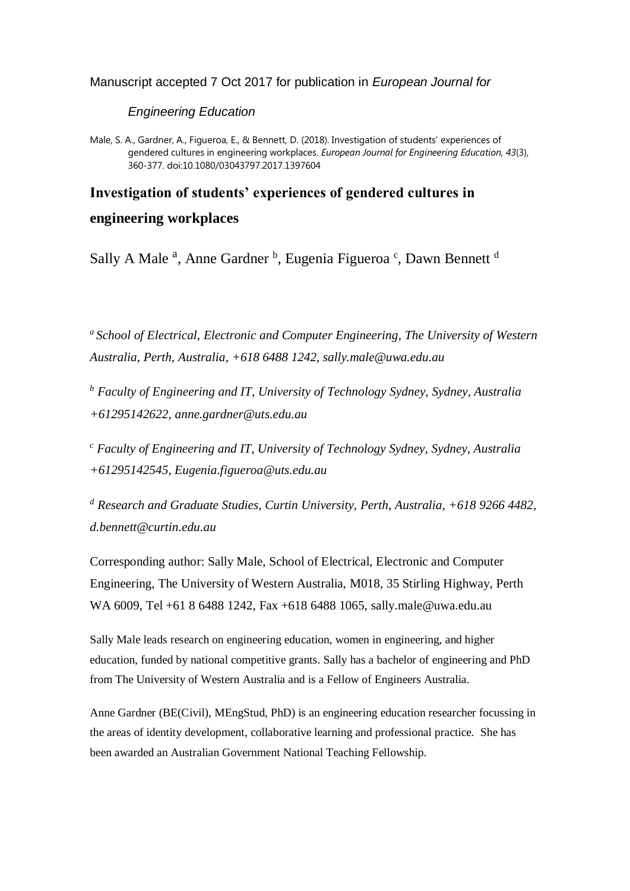Manuscript accepted 7 Oct 2017 for publication in *European Journal for Engineering Education*

Male, S. A., Gardner, A., Figueroa, E., & Bennett, D. (2018). Investigation of students' experiences of gendered cultures in engineering workplaces. *European Journal for Engineering Education, 43*(3), 360-377. doi:10.1080/03043797.2017.1397604

# Investigation of students' experiences of gendered cultures in engineering workplaces

Sally A Male [a], Anne Gardner [b], Eugenia Figueroa [c], Dawn Bennett [d]

[a] *School of Electrical, Electronic and Computer Engineering, The University of Western Australia, Perth, Australia, +618 6488 1242, sally.male@uwa.edu.au*

[b] *Faculty of Engineering and IT, University of Technology Sydney, Sydney, Australia +61295142622, anne.gardner@uts.edu.au*

[c] *Faculty of Engineering and IT, University of Technology Sydney, Sydney, Australia +61295142545, Eugenia.figueroa@uts.edu.au*

[d] *Research and Graduate Studies, Curtin University, Perth, Australia, +618 9266 4482, d.bennett@curtin.edu.au*

Corresponding author: Sally Male, School of Electrical, Electronic and Computer Engineering, The University of Western Australia, M018, 35 Stirling Highway, Perth WA 6009, Tel +61 8 6488 1242, Fax +618 6488 1065, sally.male@uwa.edu.au

Sally Male leads research on engineering education, women in engineering, and higher education, funded by national competitive grants. Sally has a bachelor of engineering and PhD from The University of Western Australia and is a Fellow of Engineers Australia.

Anne Gardner (BE(Civil), MEngStud, PhD) is an engineering education researcher focussing in the areas of identity development, collaborative learning and professional practice. She has been awarded an Australian Government National Teaching Fellowship.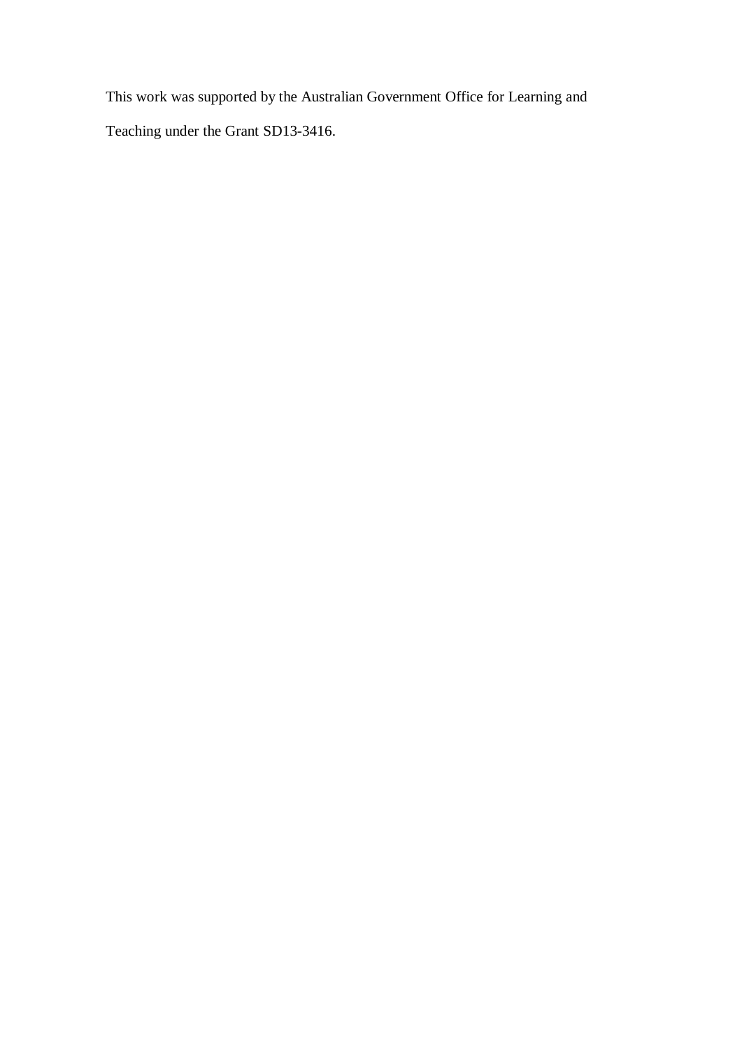This work was supported by the Australian Government Office for Learning and Teaching under the Grant SD13-3416.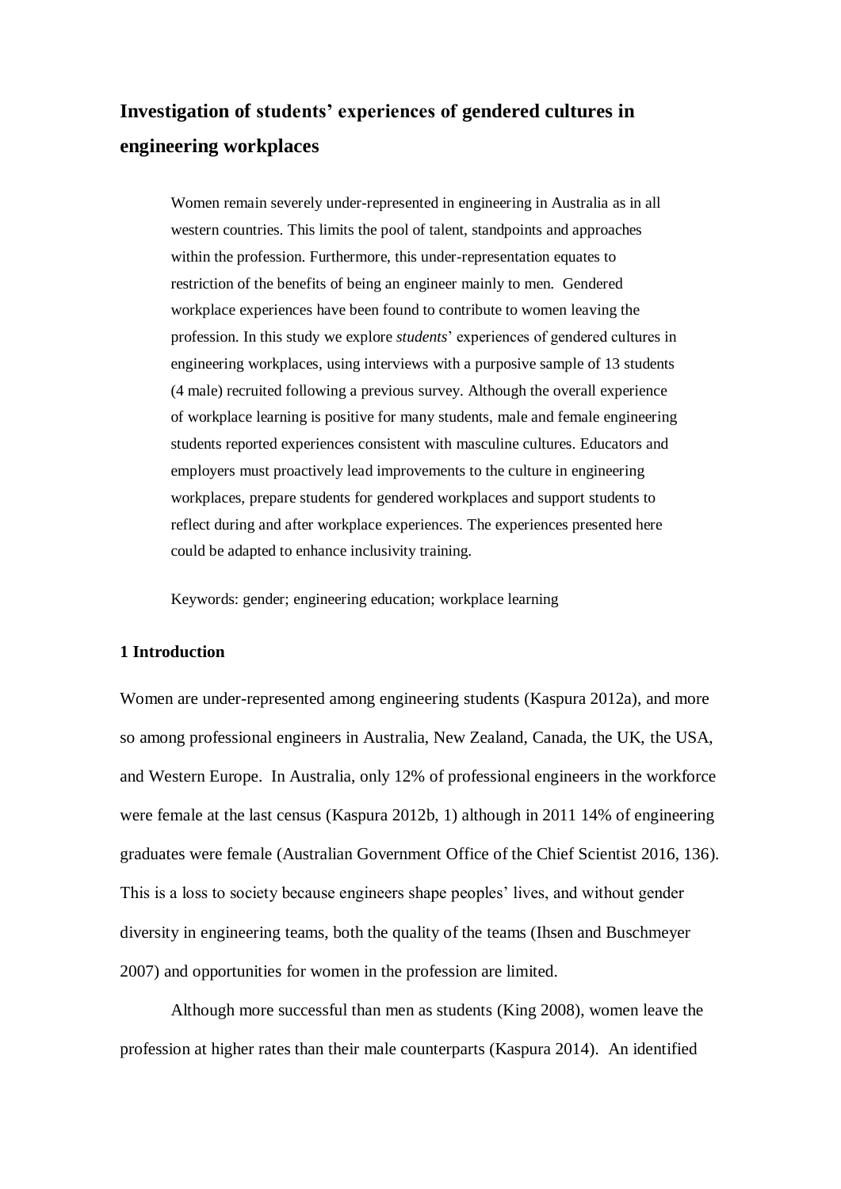# Investigation of students' experiences of gendered cultures in engineering workplaces

> Women remain severely under-represented in engineering in Australia as in all western countries. This limits the pool of talent, standpoints and approaches within the profession. Furthermore, this under-representation equates to restriction of the benefits of being an engineer mainly to men. Gendered workplace experiences have been found to contribute to women leaving the profession. In this study we explore *students*' experiences of gendered cultures in engineering workplaces, using interviews with a purposive sample of 13 students (4 male) recruited following a previous survey. Although the overall experience of workplace learning is positive for many students, male and female engineering students reported experiences consistent with masculine cultures. Educators and employers must proactively lead improvements to the culture in engineering workplaces, prepare students for gendered workplaces and support students to reflect during and after workplace experiences. The experiences presented here could be adapted to enhance inclusivity training.
>
> Keywords: gender; engineering education; workplace learning

## 1 Introduction

Women are under-represented among engineering students (Kaspura 2012a), and more so among professional engineers in Australia, New Zealand, Canada, the UK, the USA, and Western Europe. In Australia, only 12% of professional engineers in the workforce were female at the last census (Kaspura 2012b, 1) although in 2011 14% of engineering graduates were female (Australian Government Office of the Chief Scientist 2016, 136). This is a loss to society because engineers shape peoples' lives, and without gender diversity in engineering teams, both the quality of the teams (Ihsen and Buschmeyer 2007) and opportunities for women in the profession are limited.

Although more successful than men as students (King 2008), women leave the profession at higher rates than their male counterparts (Kaspura 2014). An identified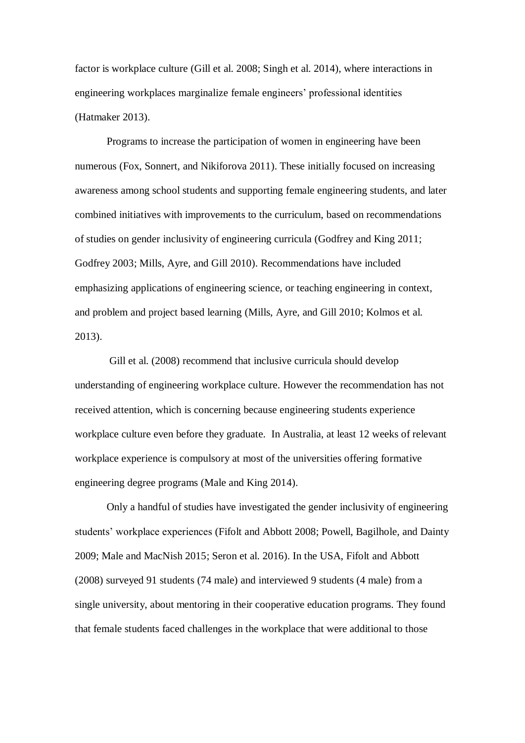factor is workplace culture (Gill et al. 2008; Singh et al. 2014), where interactions in engineering workplaces marginalize female engineers' professional identities (Hatmaker 2013).

Programs to increase the participation of women in engineering have been numerous (Fox, Sonnert, and Nikiforova 2011). These initially focused on increasing awareness among school students and supporting female engineering students, and later combined initiatives with improvements to the curriculum, based on recommendations of studies on gender inclusivity of engineering curricula (Godfrey and King 2011; Godfrey 2003; Mills, Ayre, and Gill 2010). Recommendations have included emphasizing applications of engineering science, or teaching engineering in context, and problem and project based learning (Mills, Ayre, and Gill 2010; Kolmos et al. 2013).

Gill et al. (2008) recommend that inclusive curricula should develop understanding of engineering workplace culture. However the recommendation has not received attention, which is concerning because engineering students experience workplace culture even before they graduate. In Australia, at least 12 weeks of relevant workplace experience is compulsory at most of the universities offering formative engineering degree programs (Male and King 2014).

Only a handful of studies have investigated the gender inclusivity of engineering students' workplace experiences (Fifolt and Abbott 2008; Powell, Bagilhole, and Dainty 2009; Male and MacNish 2015; Seron et al. 2016). In the USA, Fifolt and Abbott (2008) surveyed 91 students (74 male) and interviewed 9 students (4 male) from a single university, about mentoring in their cooperative education programs. They found that female students faced challenges in the workplace that were additional to those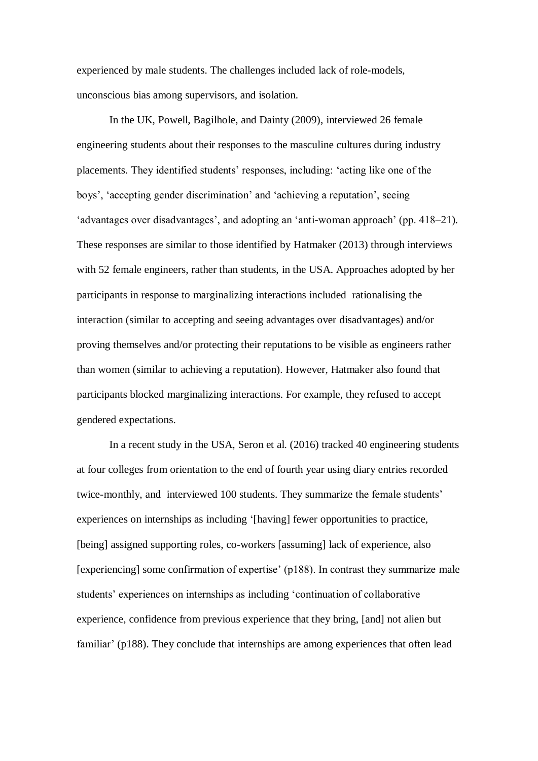experienced by male students. The challenges included lack of role-models, unconscious bias among supervisors, and isolation.

In the UK, Powell, Bagilhole, and Dainty (2009), interviewed 26 female engineering students about their responses to the masculine cultures during industry placements. They identified students' responses, including: 'acting like one of the boys', 'accepting gender discrimination' and 'achieving a reputation', seeing 'advantages over disadvantages', and adopting an 'anti-woman approach' (pp. 418–21). These responses are similar to those identified by Hatmaker (2013) through interviews with 52 female engineers, rather than students, in the USA. Approaches adopted by her participants in response to marginalizing interactions included rationalising the interaction (similar to accepting and seeing advantages over disadvantages) and/or proving themselves and/or protecting their reputations to be visible as engineers rather than women (similar to achieving a reputation). However, Hatmaker also found that participants blocked marginalizing interactions. For example, they refused to accept gendered expectations.

In a recent study in the USA, Seron et al. (2016) tracked 40 engineering students at four colleges from orientation to the end of fourth year using diary entries recorded twice-monthly, and interviewed 100 students. They summarize the female students' experiences on internships as including '[having] fewer opportunities to practice, [being] assigned supporting roles, co-workers [assuming] lack of experience, also [experiencing] some confirmation of expertise' (p188). In contrast they summarize male students' experiences on internships as including 'continuation of collaborative experience, confidence from previous experience that they bring, [and] not alien but familiar' (p188). They conclude that internships are among experiences that often lead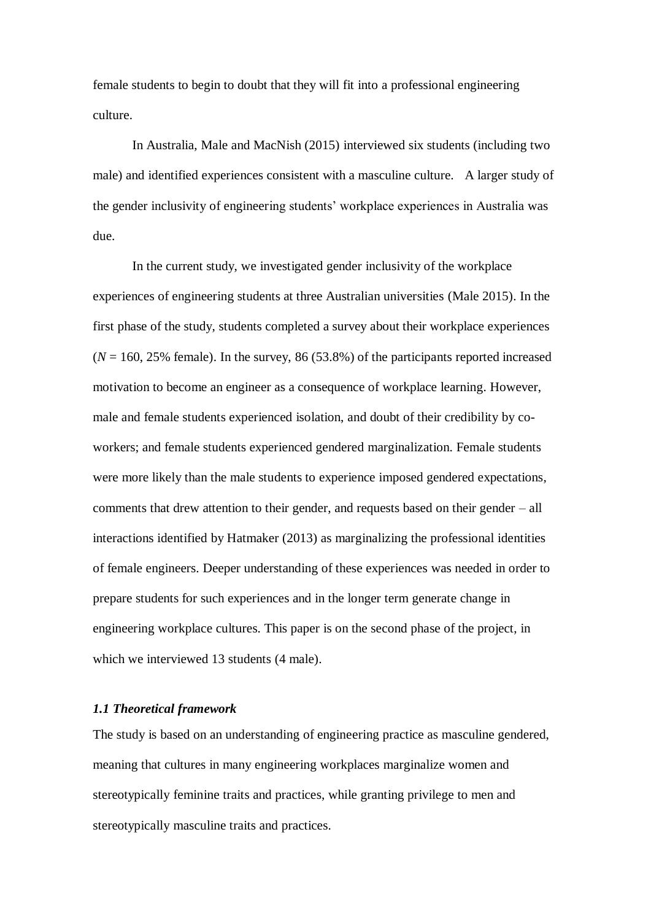female students to begin to doubt that they will fit into a professional engineering culture.

In Australia, Male and MacNish (2015) interviewed six students (including two male) and identified experiences consistent with a masculine culture. A larger study of the gender inclusivity of engineering students' workplace experiences in Australia was due.

In the current study, we investigated gender inclusivity of the workplace experiences of engineering students at three Australian universities (Male 2015). In the first phase of the study, students completed a survey about their workplace experiences ($N$ = 160, 25% female). In the survey, 86 (53.8%) of the participants reported increased motivation to become an engineer as a consequence of workplace learning. However, male and female students experienced isolation, and doubt of their credibility by co-workers; and female students experienced gendered marginalization. Female students were more likely than the male students to experience imposed gendered expectations, comments that drew attention to their gender, and requests based on their gender – all interactions identified by Hatmaker (2013) as marginalizing the professional identities of female engineers. Deeper understanding of these experiences was needed in order to prepare students for such experiences and in the longer term generate change in engineering workplace cultures. This paper is on the second phase of the project, in which we interviewed 13 students (4 male).

### *1.1 Theoretical framework*

The study is based on an understanding of engineering practice as masculine gendered, meaning that cultures in many engineering workplaces marginalize women and stereotypically feminine traits and practices, while granting privilege to men and stereotypically masculine traits and practices.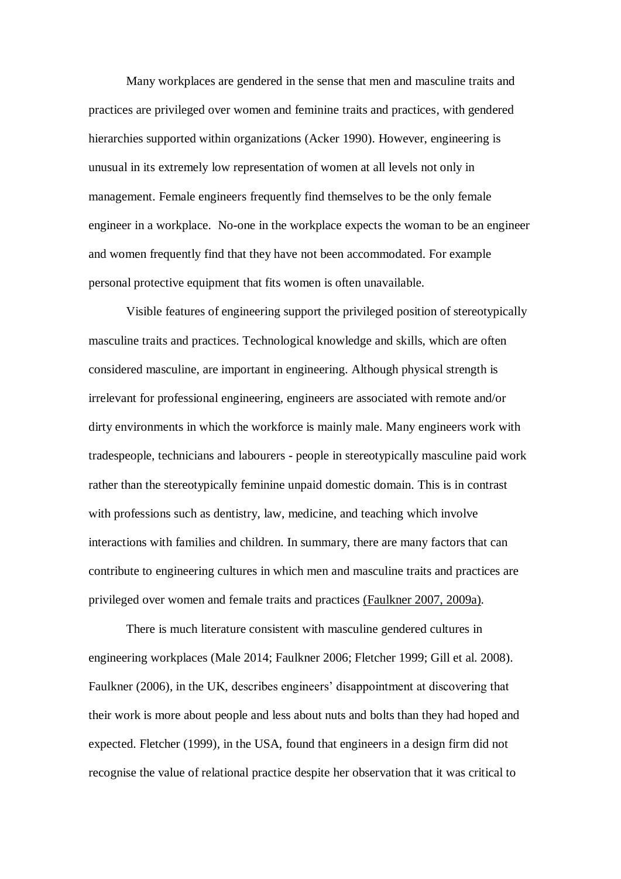Many workplaces are gendered in the sense that men and masculine traits and practices are privileged over women and feminine traits and practices, with gendered hierarchies supported within organizations (Acker 1990). However, engineering is unusual in its extremely low representation of women at all levels not only in management. Female engineers frequently find themselves to be the only female engineer in a workplace. No-one in the workplace expects the woman to be an engineer and women frequently find that they have not been accommodated. For example personal protective equipment that fits women is often unavailable.

Visible features of engineering support the privileged position of stereotypically masculine traits and practices. Technological knowledge and skills, which are often considered masculine, are important in engineering. Although physical strength is irrelevant for professional engineering, engineers are associated with remote and/or dirty environments in which the workforce is mainly male. Many engineers work with tradespeople, technicians and labourers - people in stereotypically masculine paid work rather than the stereotypically feminine unpaid domestic domain. This is in contrast with professions such as dentistry, law, medicine, and teaching which involve interactions with families and children. In summary, there are many factors that can contribute to engineering cultures in which men and masculine traits and practices are privileged over women and female traits and practices (Faulkner 2007, 2009a).

There is much literature consistent with masculine gendered cultures in engineering workplaces (Male 2014; Faulkner 2006; Fletcher 1999; Gill et al. 2008). Faulkner (2006), in the UK, describes engineers' disappointment at discovering that their work is more about people and less about nuts and bolts than they had hoped and expected. Fletcher (1999), in the USA, found that engineers in a design firm did not recognise the value of relational practice despite her observation that it was critical to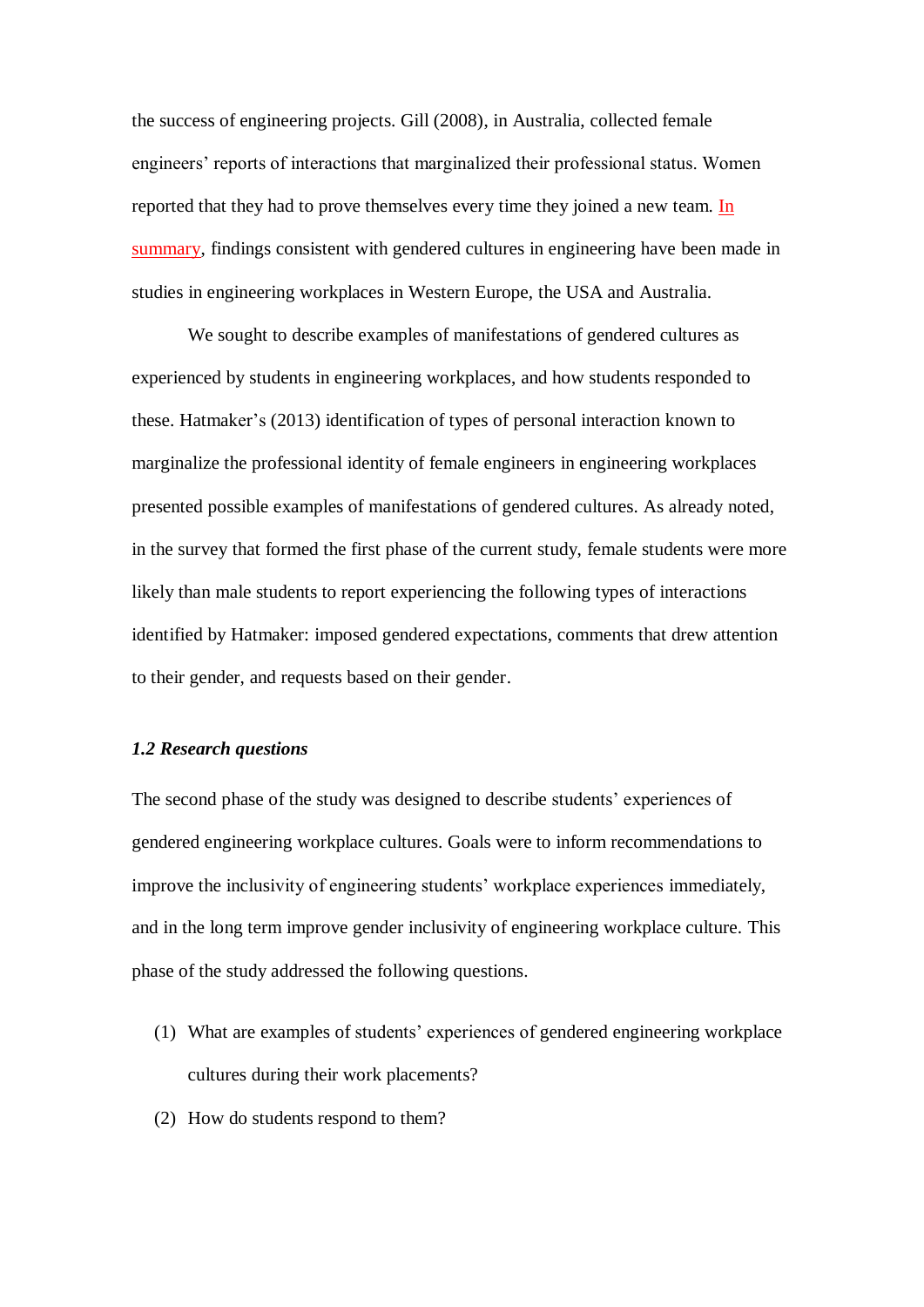the success of engineering projects. Gill (2008), in Australia, collected female engineers' reports of interactions that marginalized their professional status. Women reported that they had to prove themselves every time they joined a new team. In summary, findings consistent with gendered cultures in engineering have been made in studies in engineering workplaces in Western Europe, the USA and Australia.

We sought to describe examples of manifestations of gendered cultures as experienced by students in engineering workplaces, and how students responded to these. Hatmaker's (2013) identification of types of personal interaction known to marginalize the professional identity of female engineers in engineering workplaces presented possible examples of manifestations of gendered cultures. As already noted, in the survey that formed the first phase of the current study, female students were more likely than male students to report experiencing the following types of interactions identified by Hatmaker: imposed gendered expectations, comments that drew attention to their gender, and requests based on their gender.

### *1.2 Research questions*

The second phase of the study was designed to describe students' experiences of gendered engineering workplace cultures. Goals were to inform recommendations to improve the inclusivity of engineering students' workplace experiences immediately, and in the long term improve gender inclusivity of engineering workplace culture. This phase of the study addressed the following questions.

(1) What are examples of students' experiences of gendered engineering workplace cultures during their work placements?

(2) How do students respond to them?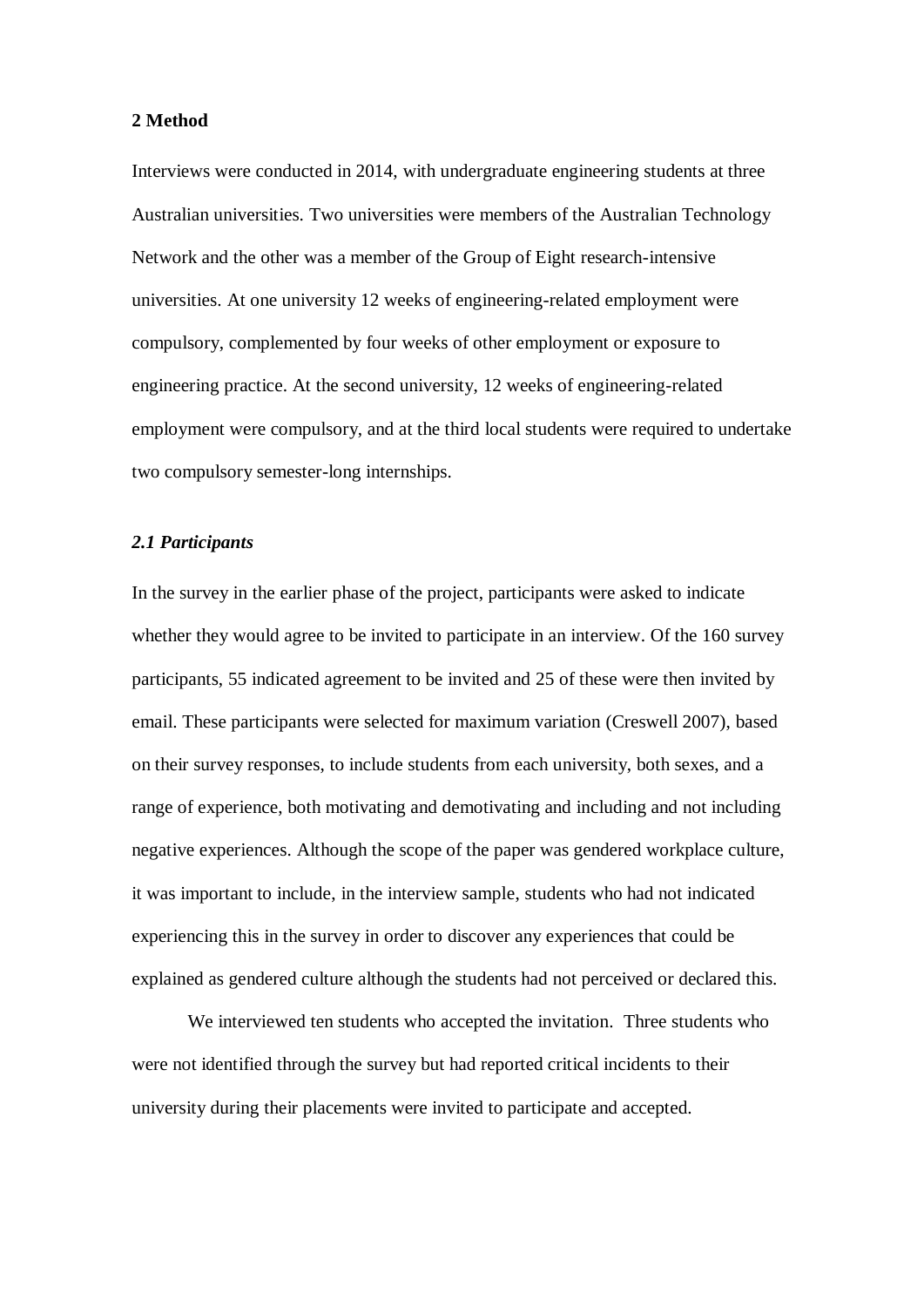## 2 Method

Interviews were conducted in 2014, with undergraduate engineering students at three Australian universities. Two universities were members of the Australian Technology Network and the other was a member of the Group of Eight research-intensive universities. At one university 12 weeks of engineering-related employment were compulsory, complemented by four weeks of other employment or exposure to engineering practice. At the second university, 12 weeks of engineering-related employment were compulsory, and at the third local students were required to undertake two compulsory semester-long internships.

### *2.1 Participants*

In the survey in the earlier phase of the project, participants were asked to indicate whether they would agree to be invited to participate in an interview. Of the 160 survey participants, 55 indicated agreement to be invited and 25 of these were then invited by email. These participants were selected for maximum variation (Creswell 2007), based on their survey responses, to include students from each university, both sexes, and a range of experience, both motivating and demotivating and including and not including negative experiences. Although the scope of the paper was gendered workplace culture, it was important to include, in the interview sample, students who had not indicated experiencing this in the survey in order to discover any experiences that could be explained as gendered culture although the students had not perceived or declared this.

We interviewed ten students who accepted the invitation. Three students who were not identified through the survey but had reported critical incidents to their university during their placements were invited to participate and accepted.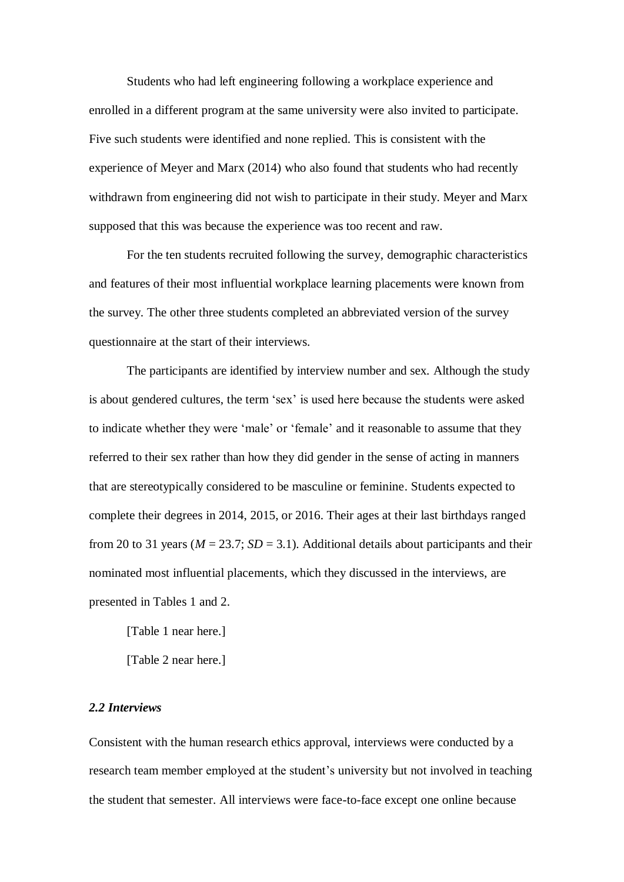Students who had left engineering following a workplace experience and enrolled in a different program at the same university were also invited to participate. Five such students were identified and none replied. This is consistent with the experience of Meyer and Marx (2014) who also found that students who had recently withdrawn from engineering did not wish to participate in their study. Meyer and Marx supposed that this was because the experience was too recent and raw.

For the ten students recruited following the survey, demographic characteristics and features of their most influential workplace learning placements were known from the survey. The other three students completed an abbreviated version of the survey questionnaire at the start of their interviews.

The participants are identified by interview number and sex. Although the study is about gendered cultures, the term 'sex' is used here because the students were asked to indicate whether they were 'male' or 'female' and it reasonable to assume that they referred to their sex rather than how they did gender in the sense of acting in manners that are stereotypically considered to be masculine or feminine. Students expected to complete their degrees in 2014, 2015, or 2016. Their ages at their last birthdays ranged from 20 to 31 years ($M = 23.7$; $SD = 3.1$). Additional details about participants and their nominated most influential placements, which they discussed in the interviews, are presented in Tables 1 and 2.

[Table 1 near here.]

[Table 2 near here.]

### *2.2 Interviews*

Consistent with the human research ethics approval, interviews were conducted by a research team member employed at the student's university but not involved in teaching the student that semester. All interviews were face-to-face except one online because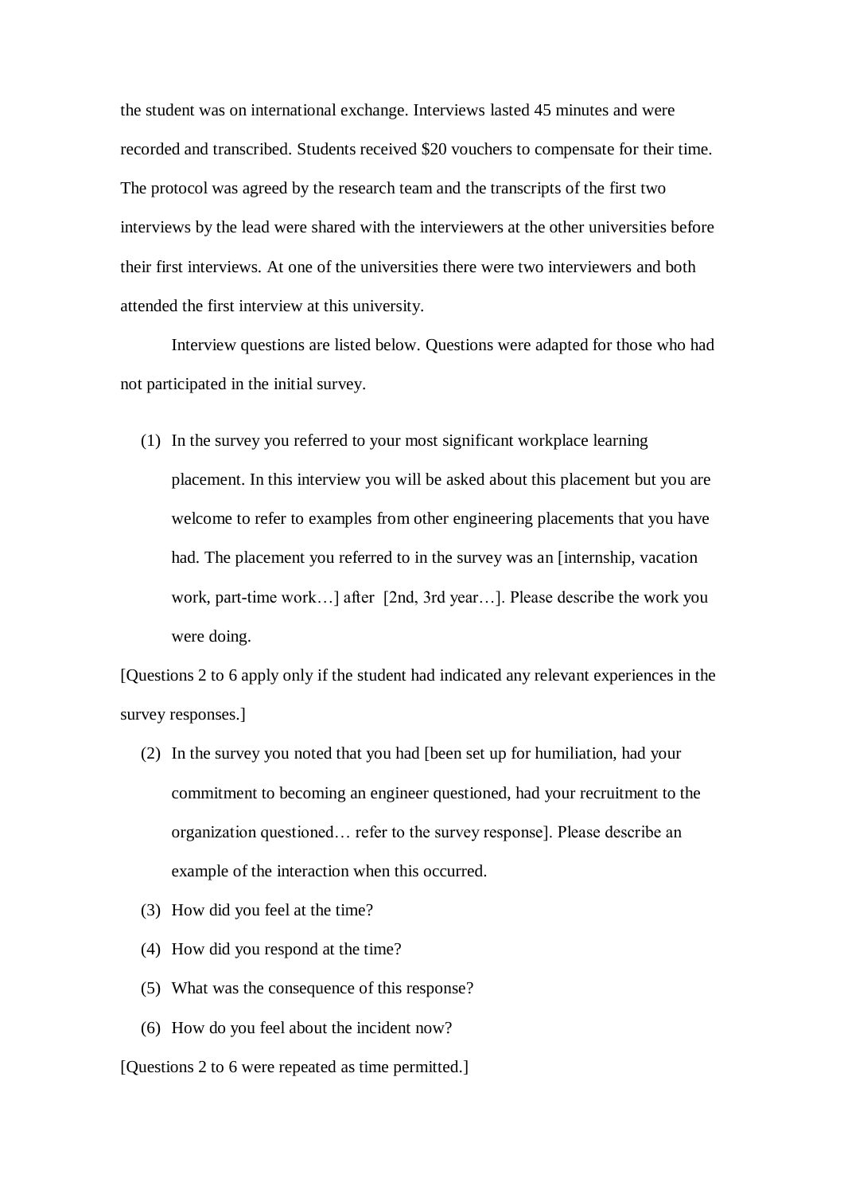the student was on international exchange. Interviews lasted 45 minutes and were recorded and transcribed. Students received $20 vouchers to compensate for their time. The protocol was agreed by the research team and the transcripts of the first two interviews by the lead were shared with the interviewers at the other universities before their first interviews. At one of the universities there were two interviewers and both attended the first interview at this university.

Interview questions are listed below. Questions were adapted for those who had not participated in the initial survey.

(1) In the survey you referred to your most significant workplace learning placement. In this interview you will be asked about this placement but you are welcome to refer to examples from other engineering placements that you have had. The placement you referred to in the survey was an [internship, vacation work, part-time work…] after [2nd, 3rd year…]. Please describe the work you were doing.

[Questions 2 to 6 apply only if the student had indicated any relevant experiences in the survey responses.]

(2) In the survey you noted that you had [been set up for humiliation, had your commitment to becoming an engineer questioned, had your recruitment to the organization questioned… refer to the survey response]. Please describe an example of the interaction when this occurred.

(3) How did you feel at the time?

(4) How did you respond at the time?

(5) What was the consequence of this response?

(6) How do you feel about the incident now?

[Questions 2 to 6 were repeated as time permitted.]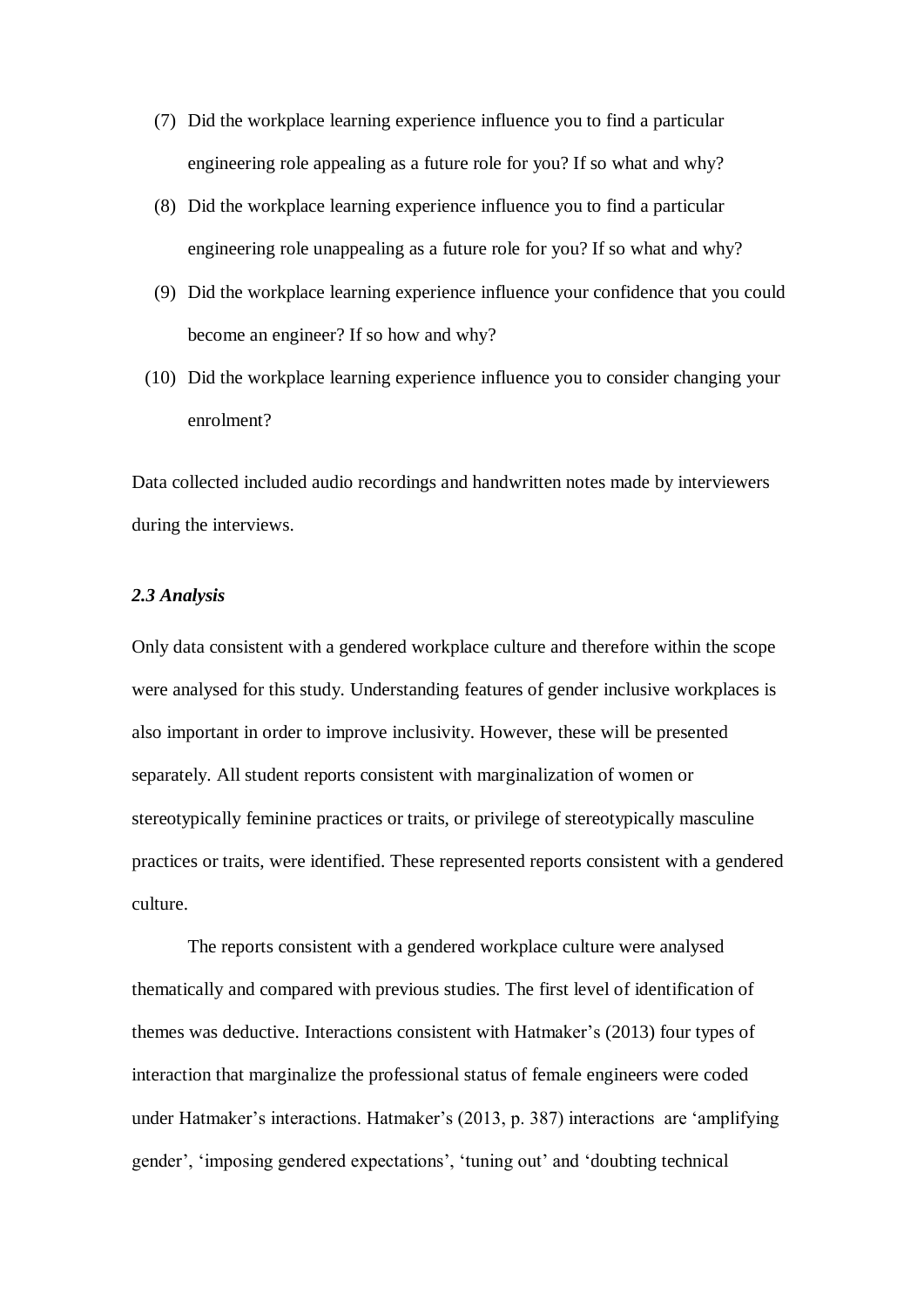(7) Did the workplace learning experience influence you to find a particular engineering role appealing as a future role for you? If so what and why?

(8) Did the workplace learning experience influence you to find a particular engineering role unappealing as a future role for you? If so what and why?

(9) Did the workplace learning experience influence your confidence that you could become an engineer? If so how and why?

(10) Did the workplace learning experience influence you to consider changing your enrolment?

Data collected included audio recordings and handwritten notes made by interviewers during the interviews.

### *2.3 Analysis*

Only data consistent with a gendered workplace culture and therefore within the scope were analysed for this study. Understanding features of gender inclusive workplaces is also important in order to improve inclusivity. However, these will be presented separately. All student reports consistent with marginalization of women or stereotypically feminine practices or traits, or privilege of stereotypically masculine practices or traits, were identified. These represented reports consistent with a gendered culture.

The reports consistent with a gendered workplace culture were analysed thematically and compared with previous studies. The first level of identification of themes was deductive. Interactions consistent with Hatmaker's (2013) four types of interaction that marginalize the professional status of female engineers were coded under Hatmaker's interactions. Hatmaker's (2013, p. 387) interactions are 'amplifying gender', 'imposing gendered expectations', 'tuning out' and 'doubting technical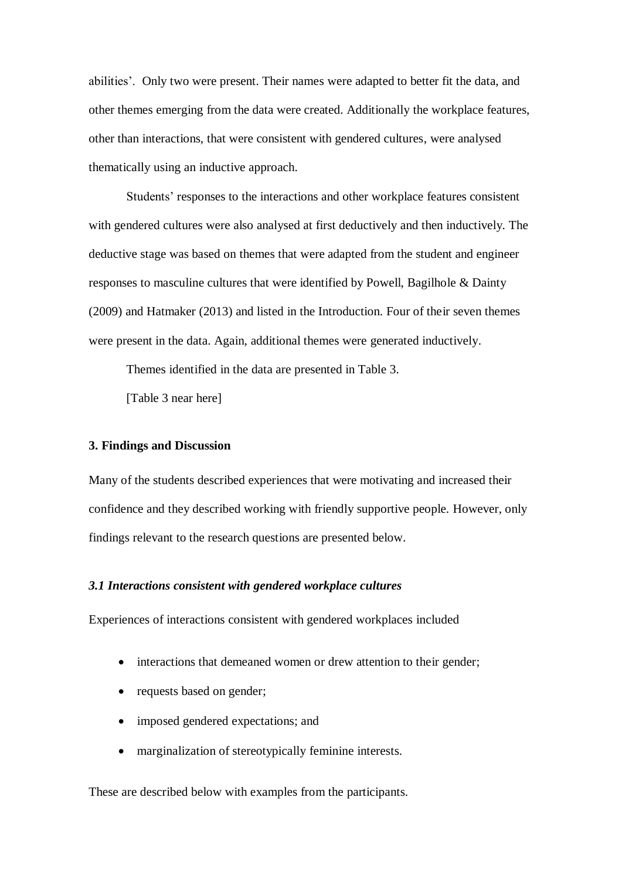abilities'. Only two were present. Their names were adapted to better fit the data, and other themes emerging from the data were created. Additionally the workplace features, other than interactions, that were consistent with gendered cultures, were analysed thematically using an inductive approach.

Students' responses to the interactions and other workplace features consistent with gendered cultures were also analysed at first deductively and then inductively. The deductive stage was based on themes that were adapted from the student and engineer responses to masculine cultures that were identified by Powell, Bagilhole & Dainty (2009) and Hatmaker (2013) and listed in the Introduction. Four of their seven themes were present in the data. Again, additional themes were generated inductively.

Themes identified in the data are presented in Table 3.

[Table 3 near here]

## 3. Findings and Discussion

Many of the students described experiences that were motivating and increased their confidence and they described working with friendly supportive people. However, only findings relevant to the research questions are presented below.

### *3.1 Interactions consistent with gendered workplace cultures*

Experiences of interactions consistent with gendered workplaces included

- interactions that demeaned women or drew attention to their gender;
- requests based on gender;
- imposed gendered expectations; and
- marginalization of stereotypically feminine interests.

These are described below with examples from the participants.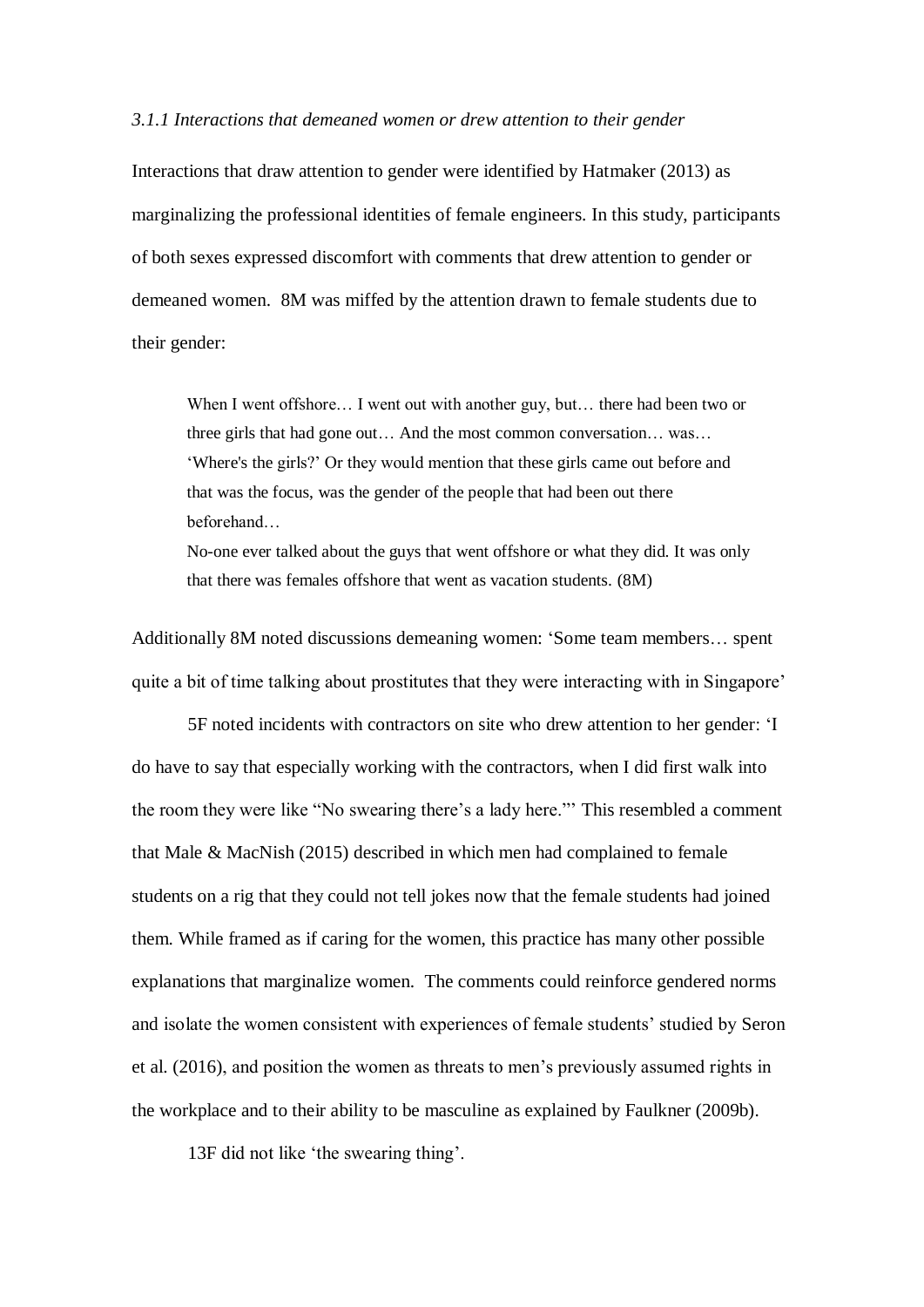### *3.1.1 Interactions that demeaned women or drew attention to their gender*

Interactions that draw attention to gender were identified by Hatmaker (2013) as marginalizing the professional identities of female engineers. In this study, participants of both sexes expressed discomfort with comments that drew attention to gender or demeaned women. 8M was miffed by the attention drawn to female students due to their gender:

> When I went offshore… I went out with another guy, but… there had been two or three girls that had gone out… And the most common conversation… was… 'Where's the girls?' Or they would mention that these girls came out before and that was the focus, was the gender of the people that had been out there beforehand…
>
> No-one ever talked about the guys that went offshore or what they did. It was only that there was females offshore that went as vacation students. (8M)

Additionally 8M noted discussions demeaning women: 'Some team members… spent quite a bit of time talking about prostitutes that they were interacting with in Singapore'

5F noted incidents with contractors on site who drew attention to her gender: 'I do have to say that especially working with the contractors, when I did first walk into the room they were like "No swearing there's a lady here."' This resembled a comment that Male & MacNish (2015) described in which men had complained to female students on a rig that they could not tell jokes now that the female students had joined them. While framed as if caring for the women, this practice has many other possible explanations that marginalize women. The comments could reinforce gendered norms and isolate the women consistent with experiences of female students' studied by Seron et al. (2016), and position the women as threats to men's previously assumed rights in the workplace and to their ability to be masculine as explained by Faulkner (2009b).

13F did not like 'the swearing thing'.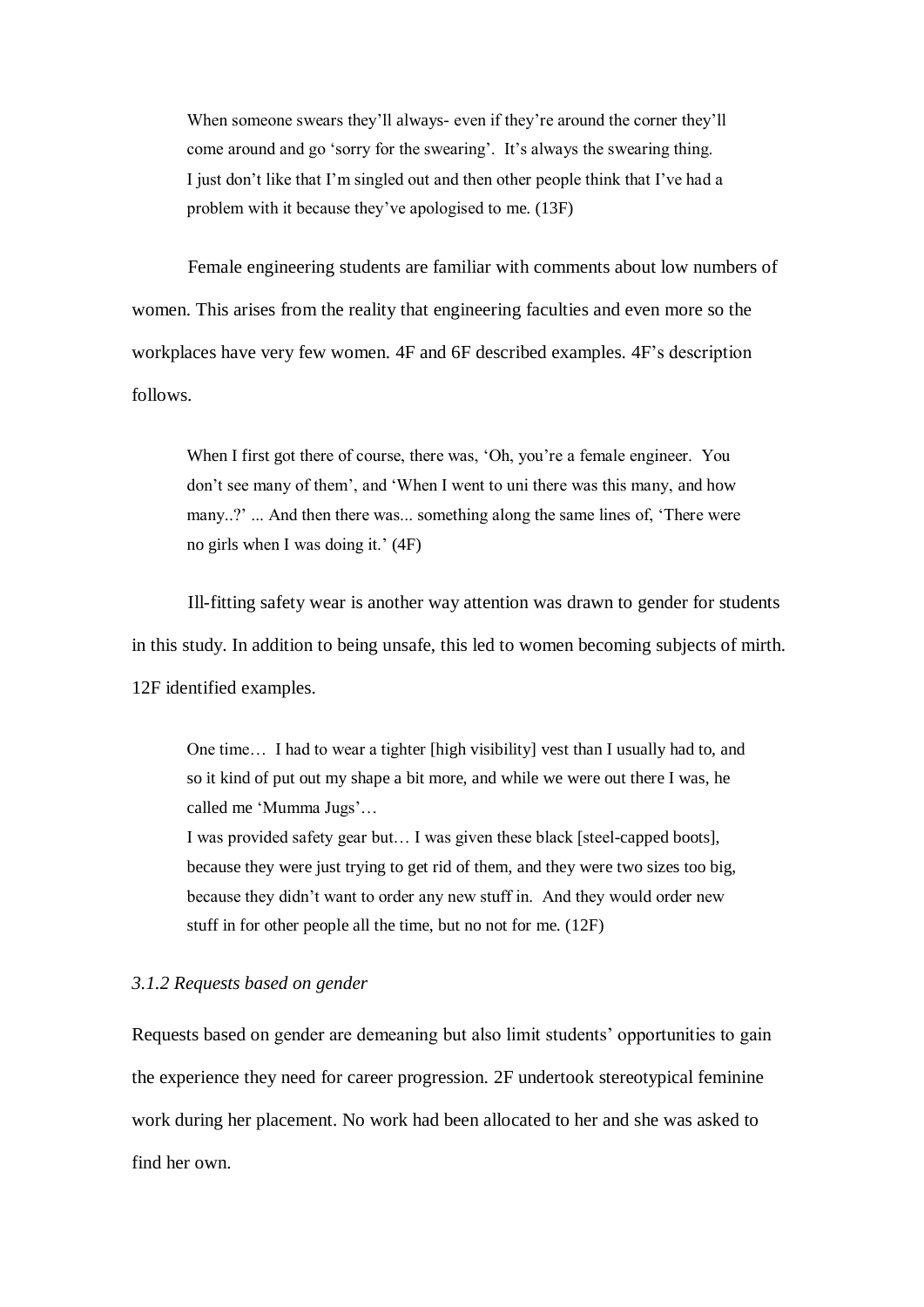> When someone swears they'll always- even if they're around the corner they'll come around and go 'sorry for the swearing'. It's always the swearing thing. I just don't like that I'm singled out and then other people think that I've had a problem with it because they've apologised to me. (13F)

Female engineering students are familiar with comments about low numbers of women. This arises from the reality that engineering faculties and even more so the workplaces have very few women. 4F and 6F described examples. 4F's description follows.

> When I first got there of course, there was, 'Oh, you're a female engineer. You don't see many of them', and 'When I went to uni there was this many, and how many..?' ... And then there was... something along the same lines of, 'There were no girls when I was doing it.' (4F)

Ill-fitting safety wear is another way attention was drawn to gender for students in this study. In addition to being unsafe, this led to women becoming subjects of mirth. 12F identified examples.

> One time… I had to wear a tighter [high visibility] vest than I usually had to, and so it kind of put out my shape a bit more, and while we were out there I was, he called me 'Mumma Jugs'…
> I was provided safety gear but… I was given these black [steel-capped boots], because they were just trying to get rid of them, and they were two sizes too big, because they didn't want to order any new stuff in. And they would order new stuff in for other people all the time, but no not for me. (12F)

### *3.1.2 Requests based on gender*

Requests based on gender are demeaning but also limit students' opportunities to gain the experience they need for career progression. 2F undertook stereotypical feminine work during her placement. No work had been allocated to her and she was asked to find her own.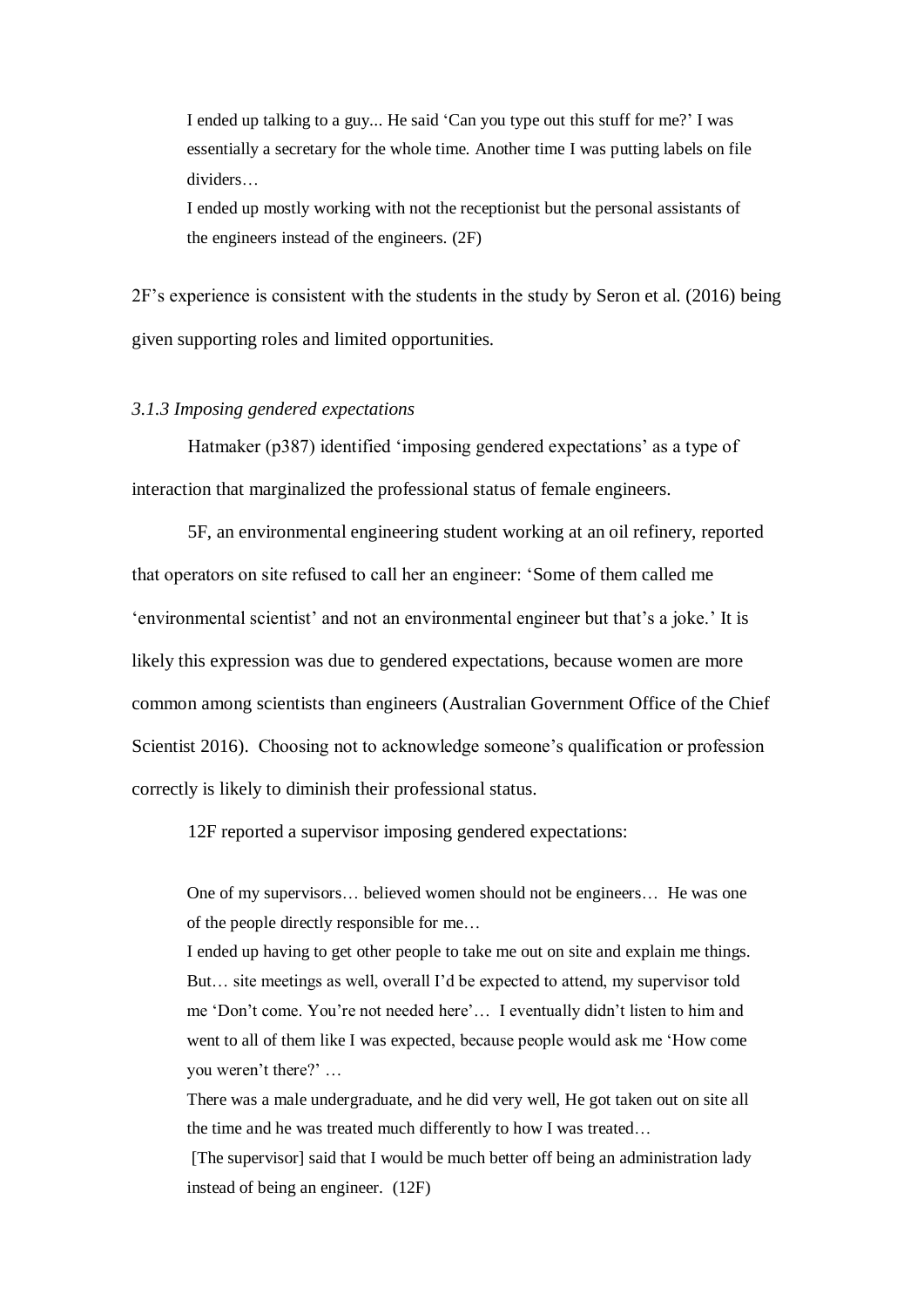> I ended up talking to a guy... He said 'Can you type out this stuff for me?' I was essentially a secretary for the whole time. Another time I was putting labels on file dividers…
>
> I ended up mostly working with not the receptionist but the personal assistants of the engineers instead of the engineers. (2F)

2F's experience is consistent with the students in the study by Seron et al. (2016) being given supporting roles and limited opportunities.

### *3.1.3 Imposing gendered expectations*

Hatmaker (p387) identified 'imposing gendered expectations' as a type of interaction that marginalized the professional status of female engineers.

5F, an environmental engineering student working at an oil refinery, reported that operators on site refused to call her an engineer: 'Some of them called me 'environmental scientist' and not an environmental engineer but that's a joke.' It is likely this expression was due to gendered expectations, because women are more common among scientists than engineers (Australian Government Office of the Chief Scientist 2016). Choosing not to acknowledge someone's qualification or profession correctly is likely to diminish their professional status.

12F reported a supervisor imposing gendered expectations:

> One of my supervisors… believed women should not be engineers… He was one of the people directly responsible for me…
>
> I ended up having to get other people to take me out on site and explain me things. But… site meetings as well, overall I'd be expected to attend, my supervisor told me 'Don't come. You're not needed here'… I eventually didn't listen to him and went to all of them like I was expected, because people would ask me 'How come you weren't there?' …
>
> There was a male undergraduate, and he did very well, He got taken out on site all the time and he was treated much differently to how I was treated…
>
> [The supervisor] said that I would be much better off being an administration lady instead of being an engineer. (12F)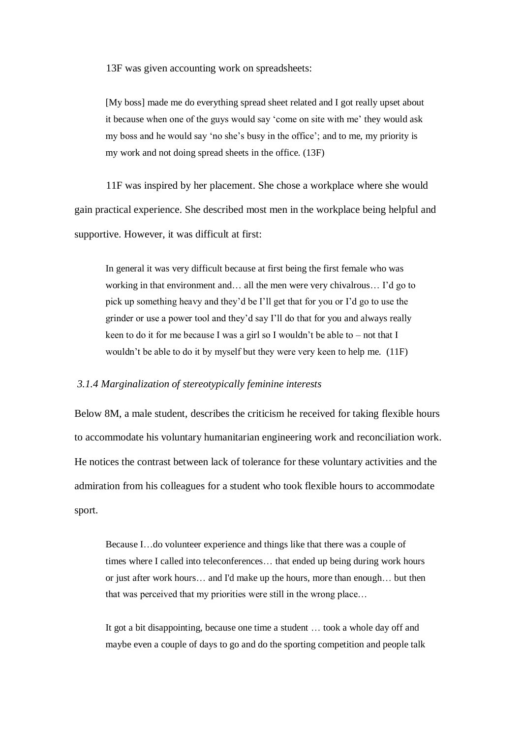13F was given accounting work on spreadsheets:

> [My boss] made me do everything spread sheet related and I got really upset about it because when one of the guys would say 'come on site with me' they would ask my boss and he would say 'no she's busy in the office'; and to me, my priority is my work and not doing spread sheets in the office. (13F)

11F was inspired by her placement. She chose a workplace where she would gain practical experience. She described most men in the workplace being helpful and supportive. However, it was difficult at first:

> In general it was very difficult because at first being the first female who was working in that environment and… all the men were very chivalrous… I'd go to pick up something heavy and they'd be I'll get that for you or I'd go to use the grinder or use a power tool and they'd say I'll do that for you and always really keen to do it for me because I was a girl so I wouldn't be able to – not that I wouldn't be able to do it by myself but they were very keen to help me. (11F)

### *3.1.4 Marginalization of stereotypically feminine interests*

Below 8M, a male student, describes the criticism he received for taking flexible hours to accommodate his voluntary humanitarian engineering work and reconciliation work. He notices the contrast between lack of tolerance for these voluntary activities and the admiration from his colleagues for a student who took flexible hours to accommodate sport.

> Because I…do volunteer experience and things like that there was a couple of times where I called into teleconferences… that ended up being during work hours or just after work hours… and I'd make up the hours, more than enough… but then that was perceived that my priorities were still in the wrong place…
>
> It got a bit disappointing, because one time a student … took a whole day off and maybe even a couple of days to go and do the sporting competition and people talk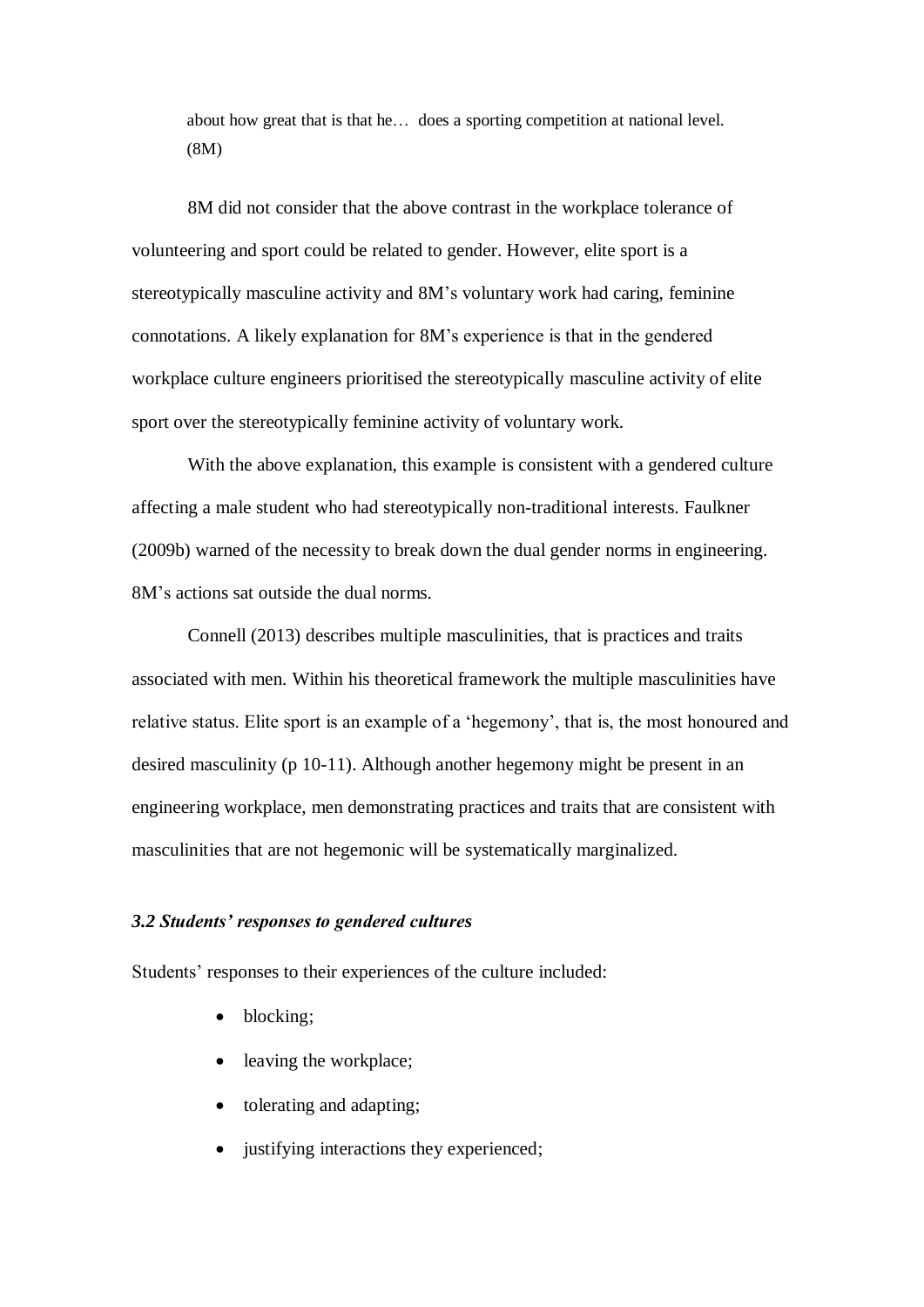> about how great that is that he… does a sporting competition at national level. (8M)

8M did not consider that the above contrast in the workplace tolerance of volunteering and sport could be related to gender. However, elite sport is a stereotypically masculine activity and 8M's voluntary work had caring, feminine connotations. A likely explanation for 8M's experience is that in the gendered workplace culture engineers prioritised the stereotypically masculine activity of elite sport over the stereotypically feminine activity of voluntary work.

With the above explanation, this example is consistent with a gendered culture affecting a male student who had stereotypically non-traditional interests. Faulkner (2009b) warned of the necessity to break down the dual gender norms in engineering. 8M's actions sat outside the dual norms.

Connell (2013) describes multiple masculinities, that is practices and traits associated with men. Within his theoretical framework the multiple masculinities have relative status. Elite sport is an example of a 'hegemony', that is, the most honoured and desired masculinity (p 10-11). Although another hegemony might be present in an engineering workplace, men demonstrating practices and traits that are consistent with masculinities that are not hegemonic will be systematically marginalized.

### *3.2 Students' responses to gendered cultures*

Students' responses to their experiences of the culture included:

- blocking;
- leaving the workplace;
- tolerating and adapting;
- justifying interactions they experienced;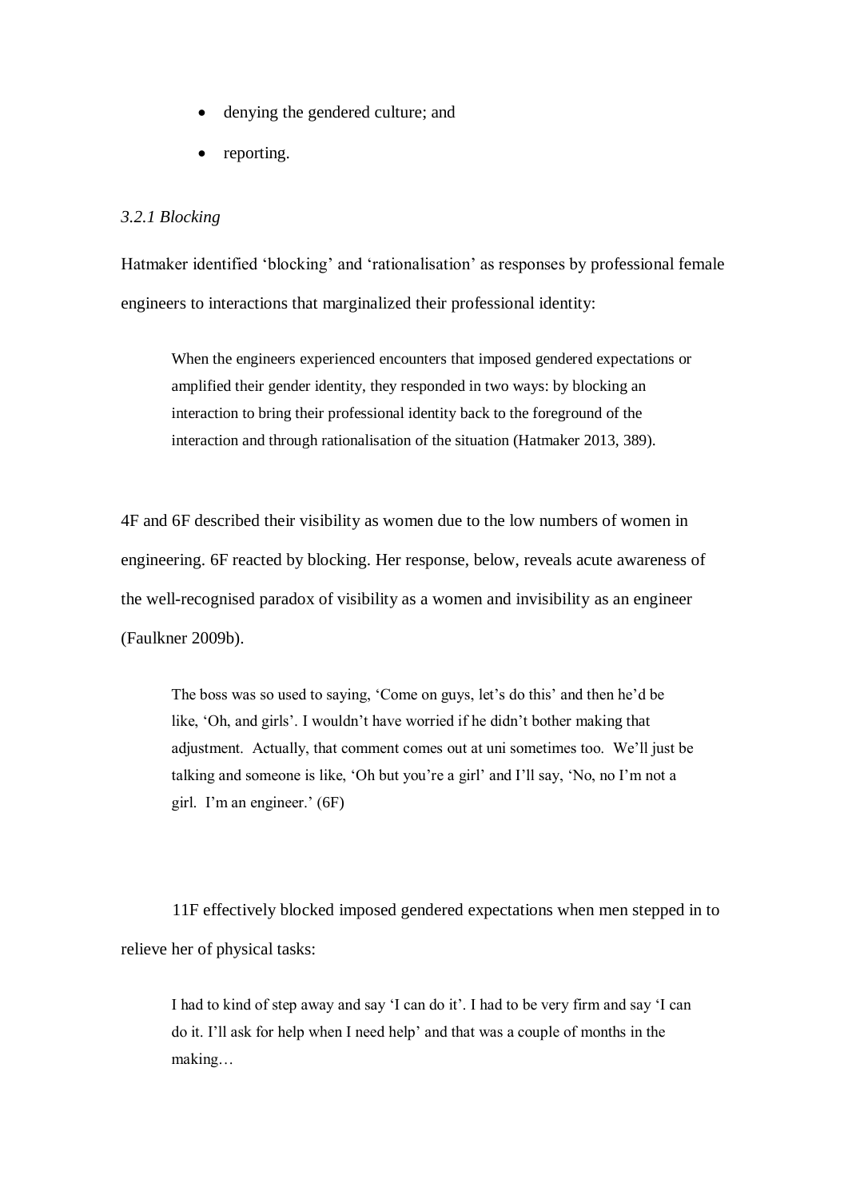- denying the gendered culture; and
- reporting.

*3.2.1 Blocking*

Hatmaker identified 'blocking' and 'rationalisation' as responses by professional female engineers to interactions that marginalized their professional identity:

> When the engineers experienced encounters that imposed gendered expectations or amplified their gender identity, they responded in two ways: by blocking an interaction to bring their professional identity back to the foreground of the interaction and through rationalisation of the situation (Hatmaker 2013, 389).

4F and 6F described their visibility as women due to the low numbers of women in engineering. 6F reacted by blocking. Her response, below, reveals acute awareness of the well-recognised paradox of visibility as a women and invisibility as an engineer (Faulkner 2009b).

> The boss was so used to saying, 'Come on guys, let's do this' and then he'd be like, 'Oh, and girls'. I wouldn't have worried if he didn't bother making that adjustment. Actually, that comment comes out at uni sometimes too. We'll just be talking and someone is like, 'Oh but you're a girl' and I'll say, 'No, no I'm not a girl. I'm an engineer.' (6F)

11F effectively blocked imposed gendered expectations when men stepped in to relieve her of physical tasks:

> I had to kind of step away and say 'I can do it'. I had to be very firm and say 'I can do it. I'll ask for help when I need help' and that was a couple of months in the making…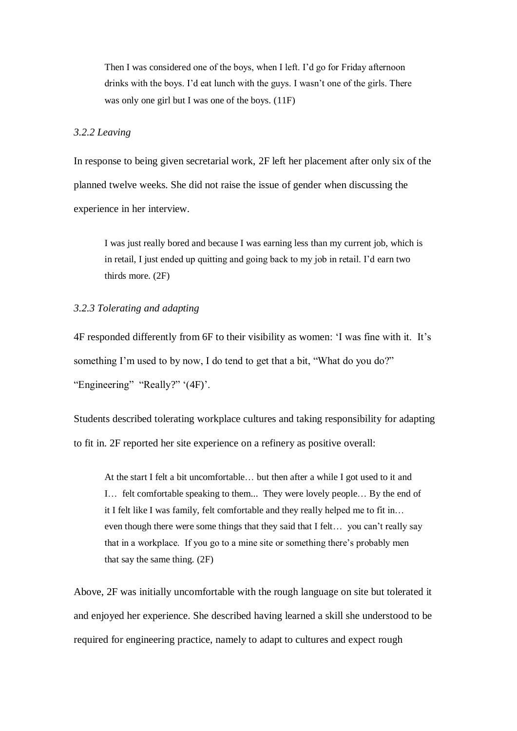> Then I was considered one of the boys, when I left. I'd go for Friday afternoon drinks with the boys. I'd eat lunch with the guys. I wasn't one of the girls. There was only one girl but I was one of the boys. (11F)

### *3.2.2 Leaving*

In response to being given secretarial work, 2F left her placement after only six of the planned twelve weeks. She did not raise the issue of gender when discussing the experience in her interview.

> I was just really bored and because I was earning less than my current job, which is in retail, I just ended up quitting and going back to my job in retail. I'd earn two thirds more. (2F)

### *3.2.3 Tolerating and adapting*

4F responded differently from 6F to their visibility as women: 'I was fine with it. It's something I'm used to by now, I do tend to get that a bit, "What do you do?" "Engineering" "Really?" '(4F)'.

Students described tolerating workplace cultures and taking responsibility for adapting to fit in. 2F reported her site experience on a refinery as positive overall:

> At the start I felt a bit uncomfortable… but then after a while I got used to it and I… felt comfortable speaking to them... They were lovely people… By the end of it I felt like I was family, felt comfortable and they really helped me to fit in… even though there were some things that they said that I felt… you can't really say that in a workplace. If you go to a mine site or something there's probably men that say the same thing. (2F)

Above, 2F was initially uncomfortable with the rough language on site but tolerated it and enjoyed her experience. She described having learned a skill she understood to be required for engineering practice, namely to adapt to cultures and expect rough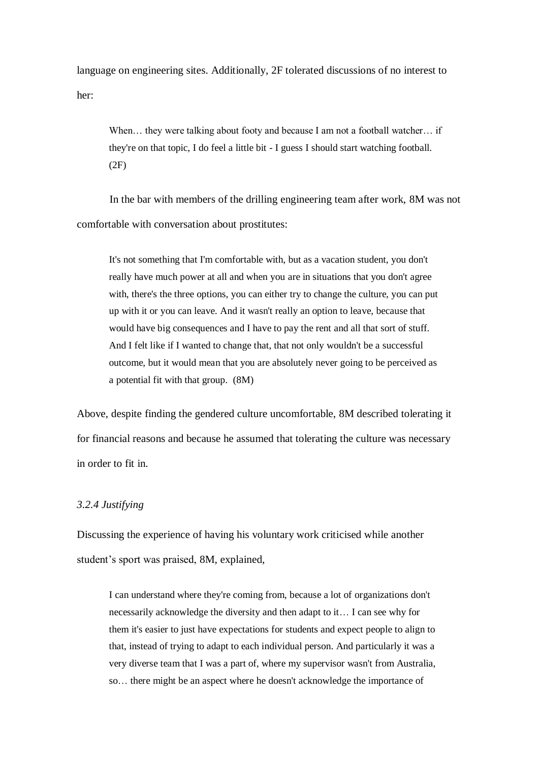language on engineering sites. Additionally, 2F tolerated discussions of no interest to her:

> When… they were talking about footy and because I am not a football watcher… if they're on that topic, I do feel a little bit - I guess I should start watching football. (2F)

In the bar with members of the drilling engineering team after work, 8M was not comfortable with conversation about prostitutes:

> It's not something that I'm comfortable with, but as a vacation student, you don't really have much power at all and when you are in situations that you don't agree with, there's the three options, you can either try to change the culture, you can put up with it or you can leave. And it wasn't really an option to leave, because that would have big consequences and I have to pay the rent and all that sort of stuff. And I felt like if I wanted to change that, that not only wouldn't be a successful outcome, but it would mean that you are absolutely never going to be perceived as a potential fit with that group. (8M)

Above, despite finding the gendered culture uncomfortable, 8M described tolerating it for financial reasons and because he assumed that tolerating the culture was necessary in order to fit in.

### *3.2.4 Justifying*

Discussing the experience of having his voluntary work criticised while another student's sport was praised, 8M, explained,

> I can understand where they're coming from, because a lot of organizations don't necessarily acknowledge the diversity and then adapt to it… I can see why for them it's easier to just have expectations for students and expect people to align to that, instead of trying to adapt to each individual person. And particularly it was a very diverse team that I was a part of, where my supervisor wasn't from Australia, so… there might be an aspect where he doesn't acknowledge the importance of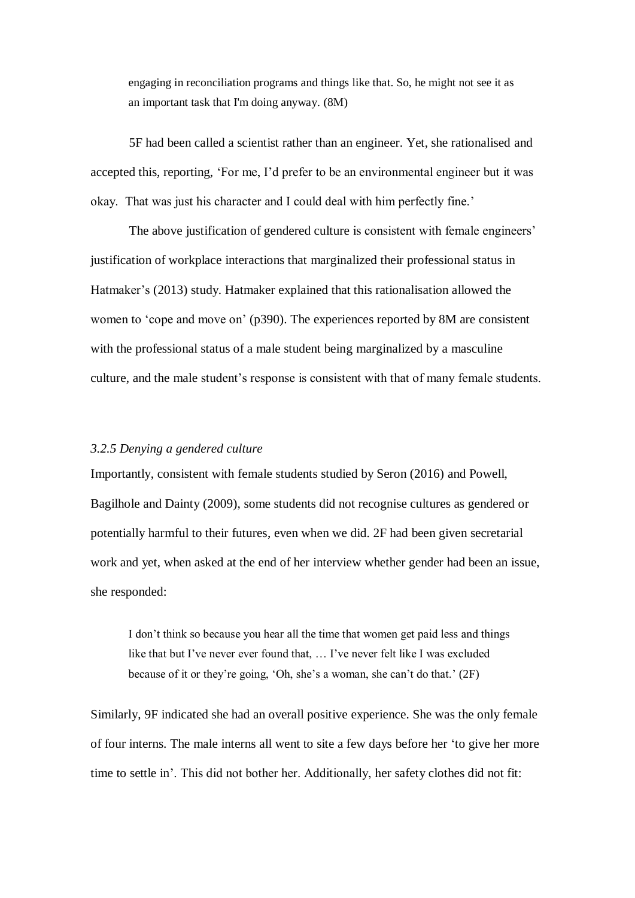> engaging in reconciliation programs and things like that. So, he might not see it as an important task that I'm doing anyway. (8M)

5F had been called a scientist rather than an engineer. Yet, she rationalised and accepted this, reporting, 'For me, I'd prefer to be an environmental engineer but it was okay. That was just his character and I could deal with him perfectly fine.'

The above justification of gendered culture is consistent with female engineers' justification of workplace interactions that marginalized their professional status in Hatmaker's (2013) study. Hatmaker explained that this rationalisation allowed the women to 'cope and move on' (p390). The experiences reported by 8M are consistent with the professional status of a male student being marginalized by a masculine culture, and the male student's response is consistent with that of many female students.

### *3.2.5 Denying a gendered culture*

Importantly, consistent with female students studied by Seron (2016) and Powell, Bagilhole and Dainty (2009), some students did not recognise cultures as gendered or potentially harmful to their futures, even when we did. 2F had been given secretarial work and yet, when asked at the end of her interview whether gender had been an issue, she responded:

> I don't think so because you hear all the time that women get paid less and things like that but I've never ever found that, … I've never felt like I was excluded because of it or they're going, 'Oh, she's a woman, she can't do that.' (2F)

Similarly, 9F indicated she had an overall positive experience. She was the only female of four interns. The male interns all went to site a few days before her 'to give her more time to settle in'. This did not bother her. Additionally, her safety clothes did not fit: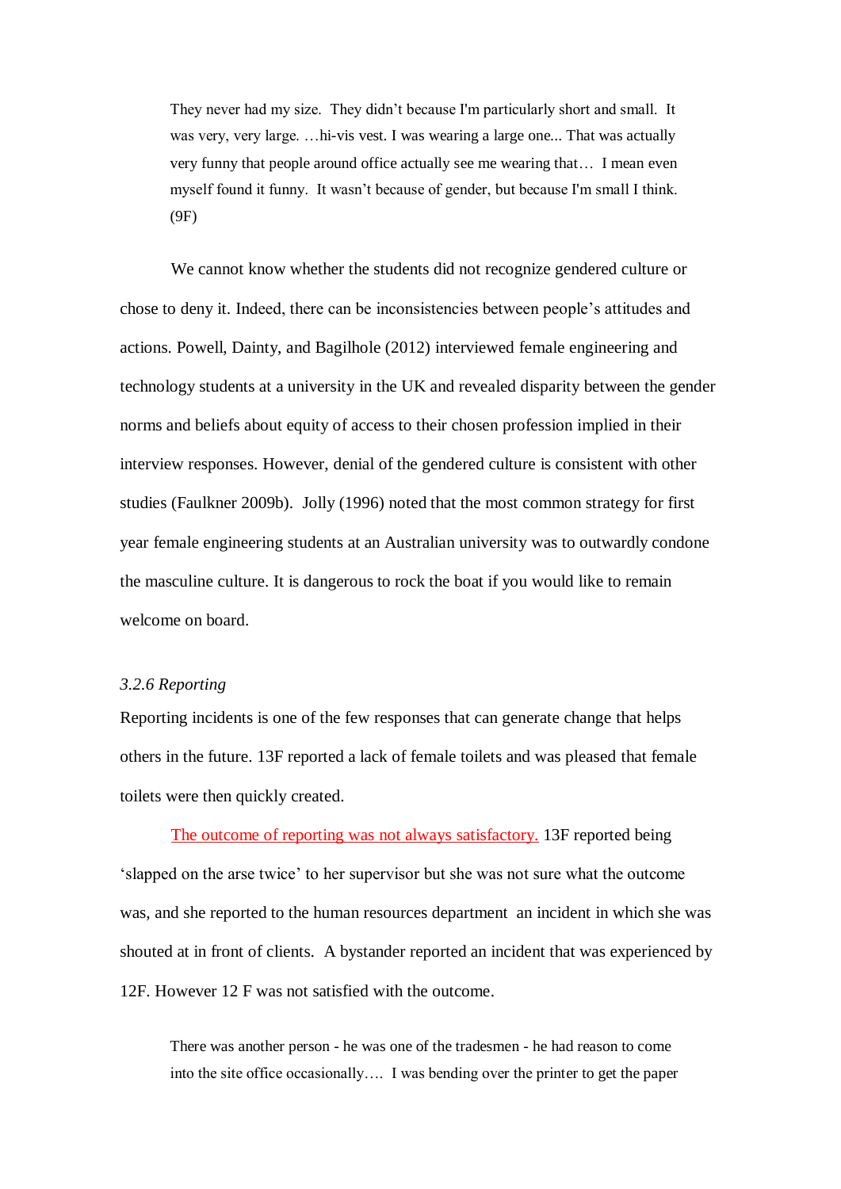> They never had my size. They didn't because I'm particularly short and small. It was very, very large. …hi-vis vest. I was wearing a large one... That was actually very funny that people around office actually see me wearing that… I mean even myself found it funny. It wasn't because of gender, but because I'm small I think. (9F)

We cannot know whether the students did not recognize gendered culture or chose to deny it. Indeed, there can be inconsistencies between people's attitudes and actions. Powell, Dainty, and Bagilhole (2012) interviewed female engineering and technology students at a university in the UK and revealed disparity between the gender norms and beliefs about equity of access to their chosen profession implied in their interview responses. However, denial of the gendered culture is consistent with other studies (Faulkner 2009b). Jolly (1996) noted that the most common strategy for first year female engineering students at an Australian university was to outwardly condone the masculine culture. It is dangerous to rock the boat if you would like to remain welcome on board.

### *3.2.6 Reporting*

Reporting incidents is one of the few responses that can generate change that helps others in the future. 13F reported a lack of female toilets and was pleased that female toilets were then quickly created.

The outcome of reporting was not always satisfactory. 13F reported being 'slapped on the arse twice' to her supervisor but she was not sure what the outcome was, and she reported to the human resources department an incident in which she was shouted at in front of clients. A bystander reported an incident that was experienced by 12F. However 12 F was not satisfied with the outcome.

> There was another person - he was one of the tradesmen - he had reason to come into the site office occasionally…. I was bending over the printer to get the paper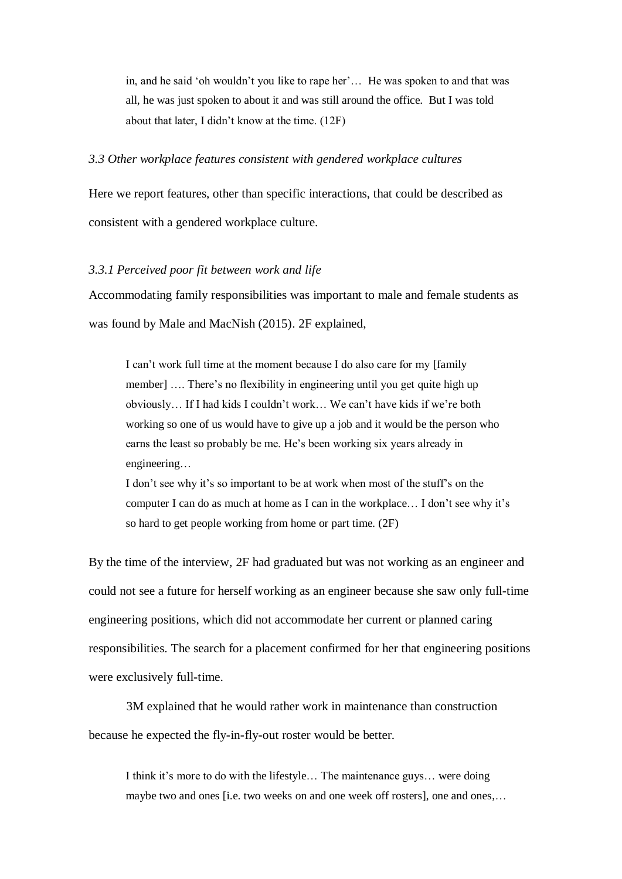> in, and he said 'oh wouldn't you like to rape her'… He was spoken to and that was all, he was just spoken to about it and was still around the office. But I was told about that later, I didn't know at the time. (12F)

### *3.3 Other workplace features consistent with gendered workplace cultures*

Here we report features, other than specific interactions, that could be described as consistent with a gendered workplace culture.

#### *3.3.1 Perceived poor fit between work and life*

Accommodating family responsibilities was important to male and female students as was found by Male and MacNish (2015). 2F explained,

> I can't work full time at the moment because I do also care for my [family member] …. There's no flexibility in engineering until you get quite high up obviously… If I had kids I couldn't work… We can't have kids if we're both working so one of us would have to give up a job and it would be the person who earns the least so probably be me. He's been working six years already in engineering…
>
> I don't see why it's so important to be at work when most of the stuff's on the computer I can do as much at home as I can in the workplace… I don't see why it's so hard to get people working from home or part time. (2F)

By the time of the interview, 2F had graduated but was not working as an engineer and could not see a future for herself working as an engineer because she saw only full-time engineering positions, which did not accommodate her current or planned caring responsibilities. The search for a placement confirmed for her that engineering positions were exclusively full-time.

3M explained that he would rather work in maintenance than construction because he expected the fly-in-fly-out roster would be better.

> I think it's more to do with the lifestyle… The maintenance guys… were doing maybe two and ones [i.e. two weeks on and one week off rosters], one and ones,…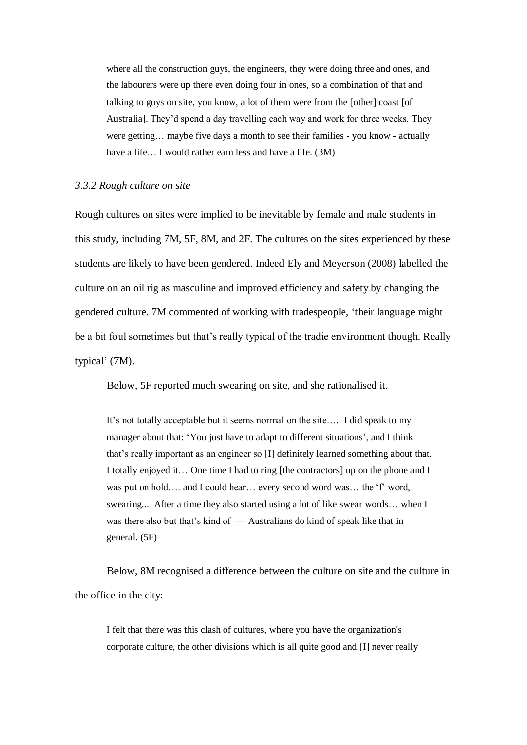> where all the construction guys, the engineers, they were doing three and ones, and the labourers were up there even doing four in ones, so a combination of that and talking to guys on site, you know, a lot of them were from the [other] coast [of Australia]. They'd spend a day travelling each way and work for three weeks. They were getting… maybe five days a month to see their families - you know - actually have a life… I would rather earn less and have a life. (3M)

### *3.3.2 Rough culture on site*

Rough cultures on sites were implied to be inevitable by female and male students in this study, including 7M, 5F, 8M, and 2F. The cultures on the sites experienced by these students are likely to have been gendered. Indeed Ely and Meyerson (2008) labelled the culture on an oil rig as masculine and improved efficiency and safety by changing the gendered culture. 7M commented of working with tradespeople, 'their language might be a bit foul sometimes but that's really typical of the tradie environment though. Really typical' (7M).

Below, 5F reported much swearing on site, and she rationalised it.

> It's not totally acceptable but it seems normal on the site…. I did speak to my manager about that: 'You just have to adapt to different situations', and I think that's really important as an engineer so [I] definitely learned something about that. I totally enjoyed it… One time I had to ring [the contractors] up on the phone and I was put on hold…. and I could hear… every second word was… the 'f' word, swearing... After a time they also started using a lot of like swear words… when I was there also but that's kind of — Australians do kind of speak like that in general. (5F)

Below, 8M recognised a difference between the culture on site and the culture in the office in the city:

> I felt that there was this clash of cultures, where you have the organization's corporate culture, the other divisions which is all quite good and [I] never really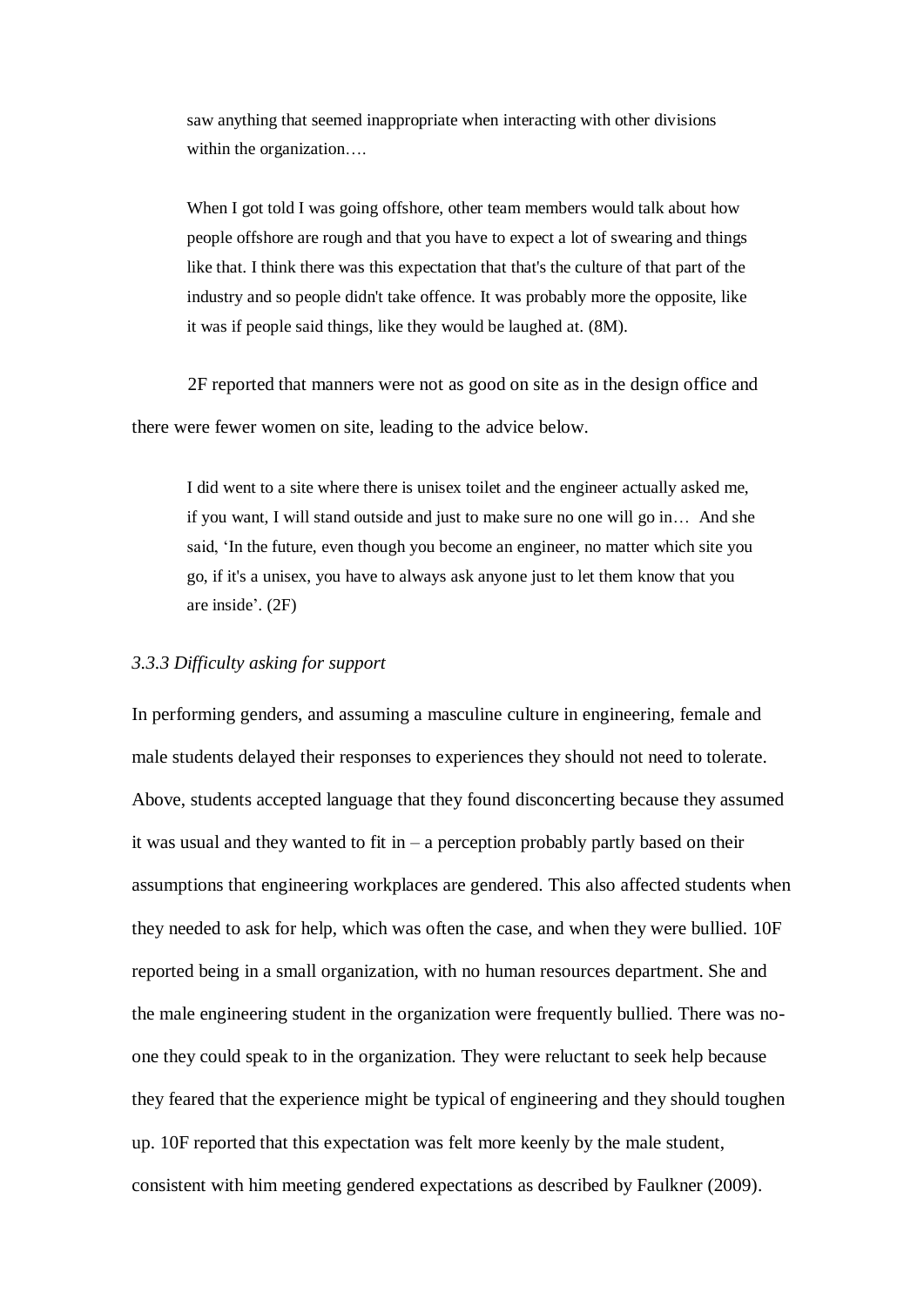> saw anything that seemed inappropriate when interacting with other divisions within the organization….
>
> When I got told I was going offshore, other team members would talk about how people offshore are rough and that you have to expect a lot of swearing and things like that. I think there was this expectation that that's the culture of that part of the industry and so people didn't take offence. It was probably more the opposite, like it was if people said things, like they would be laughed at. (8M).

2F reported that manners were not as good on site as in the design office and there were fewer women on site, leading to the advice below.

> I did went to a site where there is unisex toilet and the engineer actually asked me, if you want, I will stand outside and just to make sure no one will go in… And she said, 'In the future, even though you become an engineer, no matter which site you go, if it's a unisex, you have to always ask anyone just to let them know that you are inside'. (2F)

### *3.3.3 Difficulty asking for support*

In performing genders, and assuming a masculine culture in engineering, female and male students delayed their responses to experiences they should not need to tolerate. Above, students accepted language that they found disconcerting because they assumed it was usual and they wanted to fit in – a perception probably partly based on their assumptions that engineering workplaces are gendered. This also affected students when they needed to ask for help, which was often the case, and when they were bullied. 10F reported being in a small organization, with no human resources department. She and the male engineering student in the organization were frequently bullied. There was no-one they could speak to in the organization. They were reluctant to seek help because they feared that the experience might be typical of engineering and they should toughen up. 10F reported that this expectation was felt more keenly by the male student, consistent with him meeting gendered expectations as described by Faulkner (2009).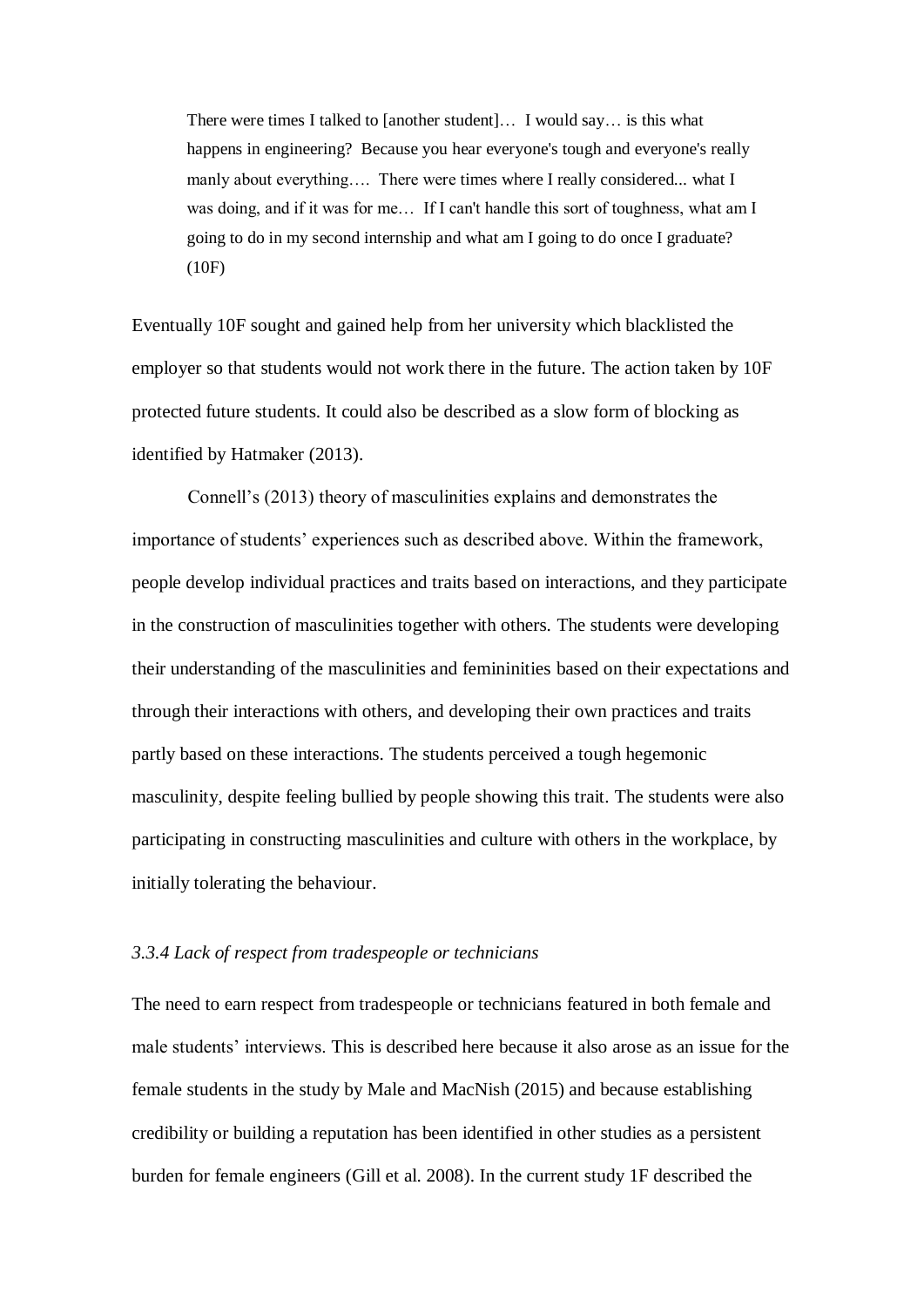> There were times I talked to [another student]… I would say… is this what happens in engineering? Because you hear everyone's tough and everyone's really manly about everything…. There were times where I really considered... what I was doing, and if it was for me… If I can't handle this sort of toughness, what am I going to do in my second internship and what am I going to do once I graduate? (10F)

Eventually 10F sought and gained help from her university which blacklisted the employer so that students would not work there in the future. The action taken by 10F protected future students. It could also be described as a slow form of blocking as identified by Hatmaker (2013).

Connell's (2013) theory of masculinities explains and demonstrates the importance of students' experiences such as described above. Within the framework, people develop individual practices and traits based on interactions, and they participate in the construction of masculinities together with others. The students were developing their understanding of the masculinities and femininities based on their expectations and through their interactions with others, and developing their own practices and traits partly based on these interactions. The students perceived a tough hegemonic masculinity, despite feeling bullied by people showing this trait. The students were also participating in constructing masculinities and culture with others in the workplace, by initially tolerating the behaviour.

### *3.3.4 Lack of respect from tradespeople or technicians*

The need to earn respect from tradespeople or technicians featured in both female and male students' interviews. This is described here because it also arose as an issue for the female students in the study by Male and MacNish (2015) and because establishing credibility or building a reputation has been identified in other studies as a persistent burden for female engineers (Gill et al. 2008). In the current study 1F described the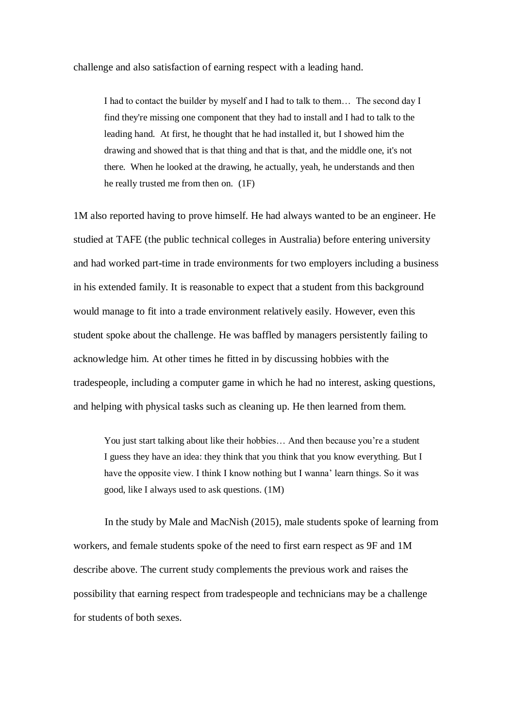challenge and also satisfaction of earning respect with a leading hand.

> I had to contact the builder by myself and I had to talk to them… The second day I find they're missing one component that they had to install and I had to talk to the leading hand. At first, he thought that he had installed it, but I showed him the drawing and showed that is that thing and that is that, and the middle one, it's not there. When he looked at the drawing, he actually, yeah, he understands and then he really trusted me from then on. (1F)

1M also reported having to prove himself. He had always wanted to be an engineer. He studied at TAFE (the public technical colleges in Australia) before entering university and had worked part-time in trade environments for two employers including a business in his extended family. It is reasonable to expect that a student from this background would manage to fit into a trade environment relatively easily. However, even this student spoke about the challenge. He was baffled by managers persistently failing to acknowledge him. At other times he fitted in by discussing hobbies with the tradespeople, including a computer game in which he had no interest, asking questions, and helping with physical tasks such as cleaning up. He then learned from them.

> You just start talking about like their hobbies… And then because you're a student I guess they have an idea: they think that you think that you know everything. But I have the opposite view. I think I know nothing but I wanna' learn things. So it was good, like I always used to ask questions. (1M)

In the study by Male and MacNish (2015), male students spoke of learning from workers, and female students spoke of the need to first earn respect as 9F and 1M describe above. The current study complements the previous work and raises the possibility that earning respect from tradespeople and technicians may be a challenge for students of both sexes.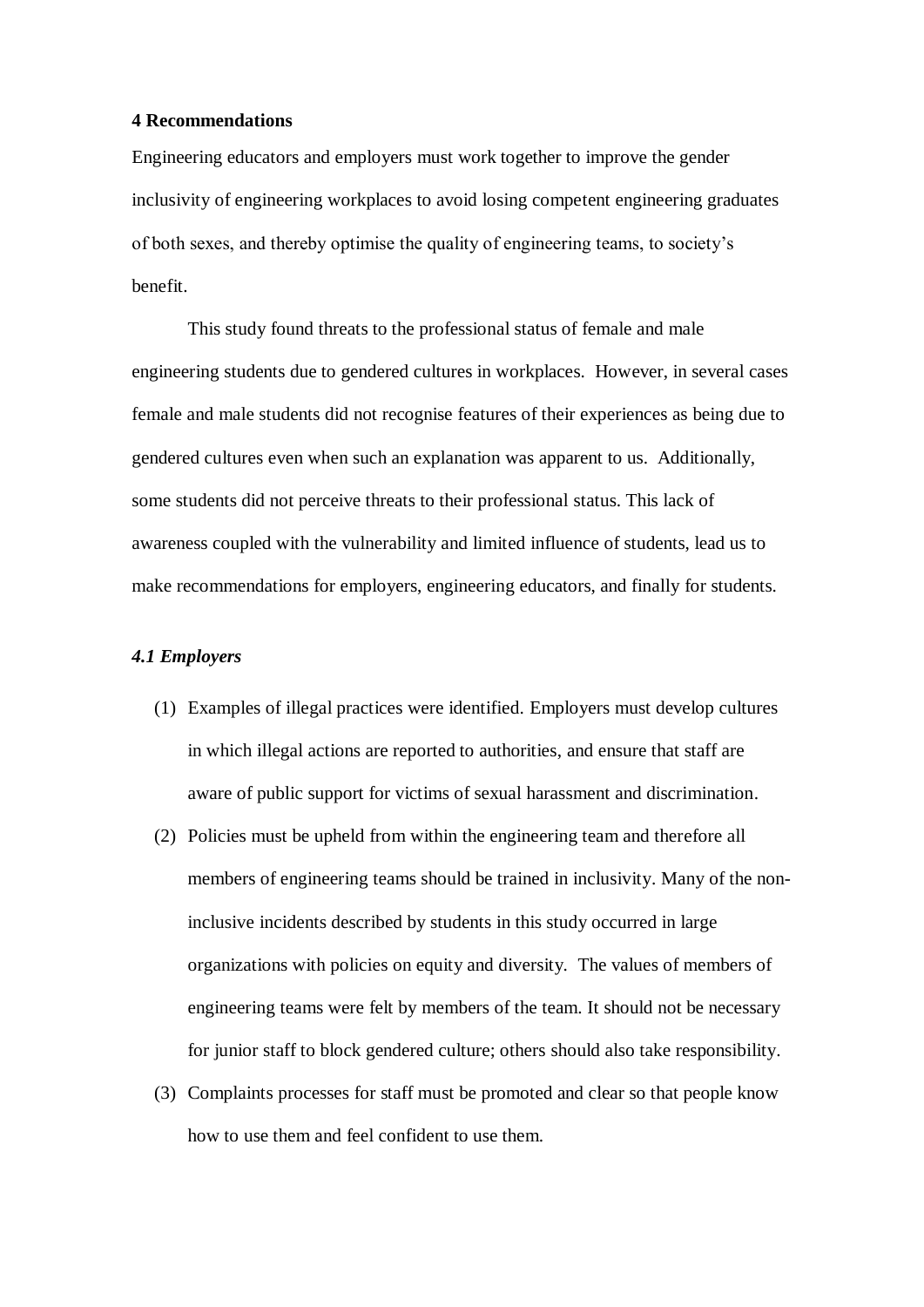## 4 Recommendations

Engineering educators and employers must work together to improve the gender inclusivity of engineering workplaces to avoid losing competent engineering graduates of both sexes, and thereby optimise the quality of engineering teams, to society's benefit.

This study found threats to the professional status of female and male engineering students due to gendered cultures in workplaces. However, in several cases female and male students did not recognise features of their experiences as being due to gendered cultures even when such an explanation was apparent to us. Additionally, some students did not perceive threats to their professional status. This lack of awareness coupled with the vulnerability and limited influence of students, lead us to make recommendations for employers, engineering educators, and finally for students.

### *4.1 Employers*

(1) Examples of illegal practices were identified. Employers must develop cultures in which illegal actions are reported to authorities, and ensure that staff are aware of public support for victims of sexual harassment and discrimination.

(2) Policies must be upheld from within the engineering team and therefore all members of engineering teams should be trained in inclusivity. Many of the non-inclusive incidents described by students in this study occurred in large organizations with policies on equity and diversity. The values of members of engineering teams were felt by members of the team. It should not be necessary for junior staff to block gendered culture; others should also take responsibility.

(3) Complaints processes for staff must be promoted and clear so that people know how to use them and feel confident to use them.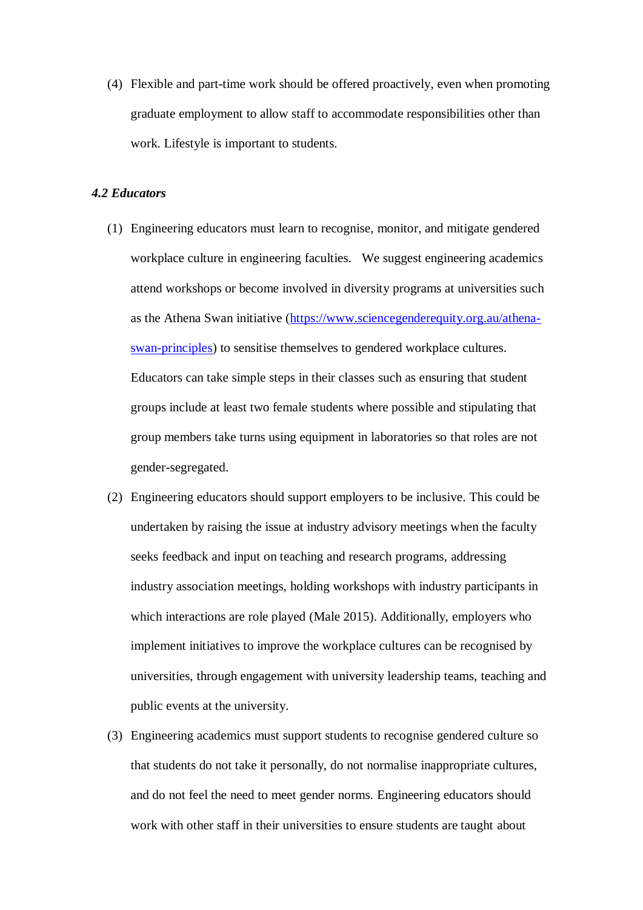(4) Flexible and part-time work should be offered proactively, even when promoting graduate employment to allow staff to accommodate responsibilities other than work. Lifestyle is important to students.

### *4.2 Educators*

(1) Engineering educators must learn to recognise, monitor, and mitigate gendered workplace culture in engineering faculties. We suggest engineering academics attend workshops or become involved in diversity programs at universities such as the Athena Swan initiative ([https://www.sciencegenderequity.org.au/athena-swan-principles](https://www.sciencegenderequity.org.au/athena-swan-principles)) to sensitise themselves to gendered workplace cultures. Educators can take simple steps in their classes such as ensuring that student groups include at least two female students where possible and stipulating that group members take turns using equipment in laboratories so that roles are not gender-segregated.

(2) Engineering educators should support employers to be inclusive. This could be undertaken by raising the issue at industry advisory meetings when the faculty seeks feedback and input on teaching and research programs, addressing industry association meetings, holding workshops with industry participants in which interactions are role played (Male 2015). Additionally, employers who implement initiatives to improve the workplace cultures can be recognised by universities, through engagement with university leadership teams, teaching and public events at the university.

(3) Engineering academics must support students to recognise gendered culture so that students do not take it personally, do not normalise inappropriate cultures, and do not feel the need to meet gender norms. Engineering educators should work with other staff in their universities to ensure students are taught about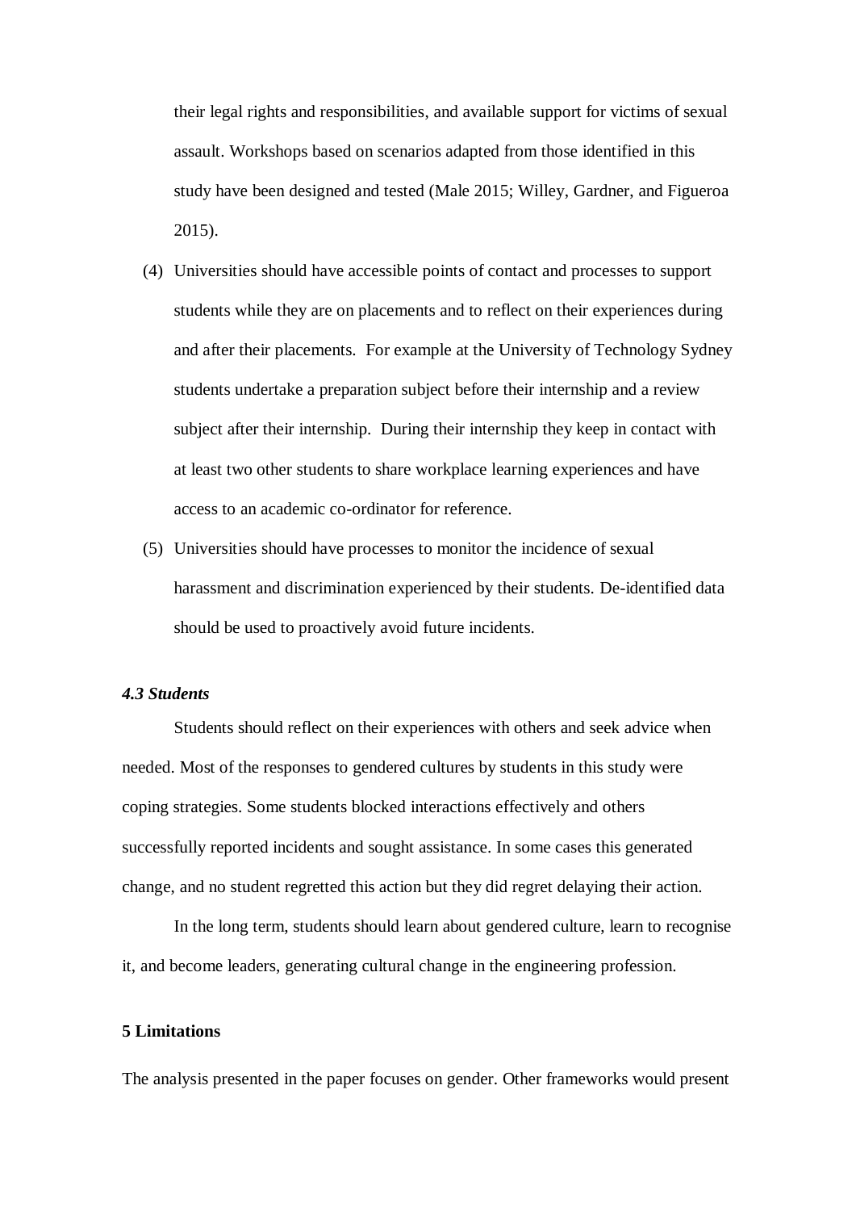their legal rights and responsibilities, and available support for victims of sexual assault. Workshops based on scenarios adapted from those identified in this study have been designed and tested (Male 2015; Willey, Gardner, and Figueroa 2015).

(4) Universities should have accessible points of contact and processes to support students while they are on placements and to reflect on their experiences during and after their placements. For example at the University of Technology Sydney students undertake a preparation subject before their internship and a review subject after their internship. During their internship they keep in contact with at least two other students to share workplace learning experiences and have access to an academic co-ordinator for reference.

(5) Universities should have processes to monitor the incidence of sexual harassment and discrimination experienced by their students. De-identified data should be used to proactively avoid future incidents.

### *4.3 Students*

Students should reflect on their experiences with others and seek advice when needed. Most of the responses to gendered cultures by students in this study were coping strategies. Some students blocked interactions effectively and others successfully reported incidents and sought assistance. In some cases this generated change, and no student regretted this action but they did regret delaying their action.

In the long term, students should learn about gendered culture, learn to recognise it, and become leaders, generating cultural change in the engineering profession.

## 5 Limitations

The analysis presented in the paper focuses on gender. Other frameworks would present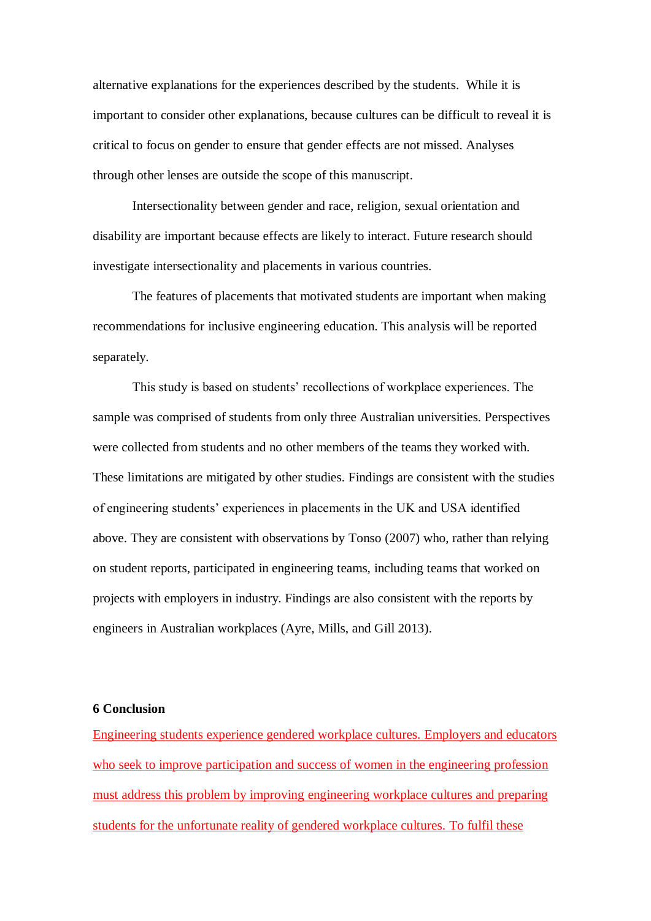alternative explanations for the experiences described by the students. While it is important to consider other explanations, because cultures can be difficult to reveal it is critical to focus on gender to ensure that gender effects are not missed. Analyses through other lenses are outside the scope of this manuscript.

Intersectionality between gender and race, religion, sexual orientation and disability are important because effects are likely to interact. Future research should investigate intersectionality and placements in various countries.

The features of placements that motivated students are important when making recommendations for inclusive engineering education. This analysis will be reported separately.

This study is based on students' recollections of workplace experiences. The sample was comprised of students from only three Australian universities. Perspectives were collected from students and no other members of the teams they worked with. These limitations are mitigated by other studies. Findings are consistent with the studies of engineering students' experiences in placements in the UK and USA identified above. They are consistent with observations by Tonso (2007) who, rather than relying on student reports, participated in engineering teams, including teams that worked on projects with employers in industry. Findings are also consistent with the reports by engineers in Australian workplaces (Ayre, Mills, and Gill 2013).

## 6 Conclusion

Engineering students experience gendered workplace cultures. Employers and educators who seek to improve participation and success of women in the engineering profession must address this problem by improving engineering workplace cultures and preparing students for the unfortunate reality of gendered workplace cultures. To fulfil these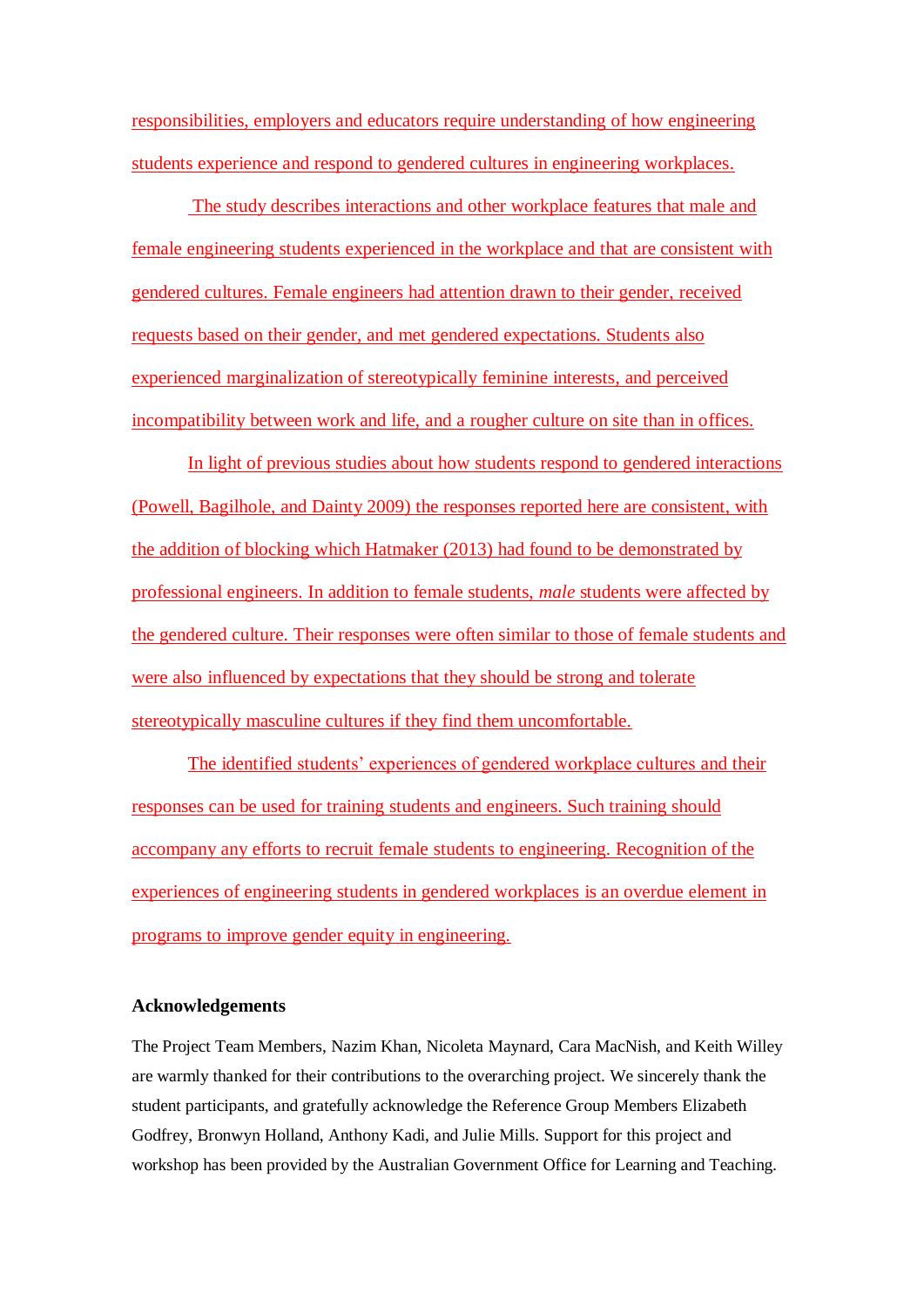responsibilities, employers and educators require understanding of how engineering students experience and respond to gendered cultures in engineering workplaces.

The study describes interactions and other workplace features that male and female engineering students experienced in the workplace and that are consistent with gendered cultures. Female engineers had attention drawn to their gender, received requests based on their gender, and met gendered expectations. Students also experienced marginalization of stereotypically feminine interests, and perceived incompatibility between work and life, and a rougher culture on site than in offices.

In light of previous studies about how students respond to gendered interactions (Powell, Bagilhole, and Dainty 2009) the responses reported here are consistent, with the addition of blocking which Hatmaker (2013) had found to be demonstrated by professional engineers. In addition to female students, *male* students were affected by the gendered culture. Their responses were often similar to those of female students and were also influenced by expectations that they should be strong and tolerate stereotypically masculine cultures if they find them uncomfortable.

The identified students' experiences of gendered workplace cultures and their responses can be used for training students and engineers. Such training should accompany any efforts to recruit female students to engineering. Recognition of the experiences of engineering students in gendered workplaces is an overdue element in programs to improve gender equity in engineering.

## Acknowledgements

The Project Team Members, Nazim Khan, Nicoleta Maynard, Cara MacNish, and Keith Willey are warmly thanked for their contributions to the overarching project. We sincerely thank the student participants, and gratefully acknowledge the Reference Group Members Elizabeth Godfrey, Bronwyn Holland, Anthony Kadi, and Julie Mills. Support for this project and workshop has been provided by the Australian Government Office for Learning and Teaching.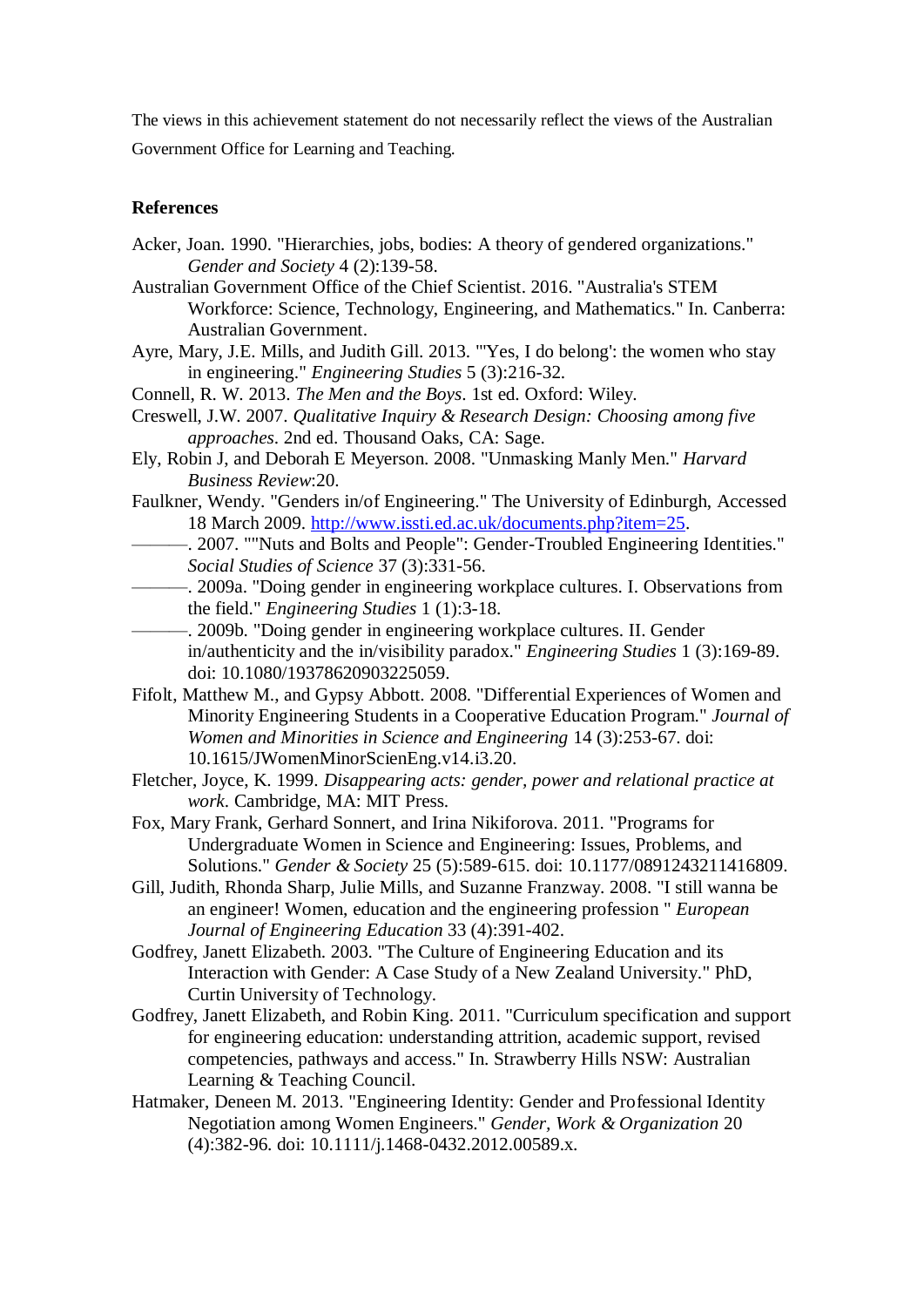The views in this achievement statement do not necessarily reflect the views of the Australian Government Office for Learning and Teaching.

## References

Acker, Joan. 1990. "Hierarchies, jobs, bodies: A theory of gendered organizations." *Gender and Society* 4 (2):139-58.

Australian Government Office of the Chief Scientist. 2016. "Australia's STEM Workforce: Science, Technology, Engineering, and Mathematics." In. Canberra: Australian Government.

Ayre, Mary, J.E. Mills, and Judith Gill. 2013. "'Yes, I do belong': the women who stay in engineering." *Engineering Studies* 5 (3):216-32.

Connell, R. W. 2013. *The Men and the Boys*. 1st ed. Oxford: Wiley.

Creswell, J.W. 2007. *Qualitative Inquiry & Research Design: Choosing among five approaches*. 2nd ed. Thousand Oaks, CA: Sage.

Ely, Robin J, and Deborah E Meyerson. 2008. "Unmasking Manly Men." *Harvard Business Review*:20.

Faulkner, Wendy. "Genders in/of Engineering." The University of Edinburgh, Accessed 18 March 2009. [http://www.issti.ed.ac.uk/documents.php?item=25](http://www.issti.ed.ac.uk/documents.php?item=25).

———. 2007. ""Nuts and Bolts and People": Gender-Troubled Engineering Identities." *Social Studies of Science* 37 (3):331-56.

———. 2009a. "Doing gender in engineering workplace cultures. I. Observations from the field." *Engineering Studies* 1 (1):3-18.

———. 2009b. "Doing gender in engineering workplace cultures. II. Gender in/authenticity and the in/visibility paradox." *Engineering Studies* 1 (3):169-89. doi: 10.1080/19378620903225059.

Fifolt, Matthew M., and Gypsy Abbott. 2008. "Differential Experiences of Women and Minority Engineering Students in a Cooperative Education Program." *Journal of Women and Minorities in Science and Engineering* 14 (3):253-67. doi: 10.1615/JWomenMinorScienEng.v14.i3.20.

Fletcher, Joyce, K. 1999. *Disappearing acts: gender, power and relational practice at work*. Cambridge, MA: MIT Press.

Fox, Mary Frank, Gerhard Sonnert, and Irina Nikiforova. 2011. "Programs for Undergraduate Women in Science and Engineering: Issues, Problems, and Solutions." *Gender & Society* 25 (5):589-615. doi: 10.1177/0891243211416809.

Gill, Judith, Rhonda Sharp, Julie Mills, and Suzanne Franzway. 2008. "I still wanna be an engineer! Women, education and the engineering profession " *European Journal of Engineering Education* 33 (4):391-402.

Godfrey, Janett Elizabeth. 2003. "The Culture of Engineering Education and its Interaction with Gender: A Case Study of a New Zealand University." PhD, Curtin University of Technology.

Godfrey, Janett Elizabeth, and Robin King. 2011. "Curriculum specification and support for engineering education: understanding attrition, academic support, revised competencies, pathways and access." In. Strawberry Hills NSW: Australian Learning & Teaching Council.

Hatmaker, Deneen M. 2013. "Engineering Identity: Gender and Professional Identity Negotiation among Women Engineers." *Gender, Work & Organization* 20 (4):382-96. doi: 10.1111/j.1468-0432.2012.00589.x.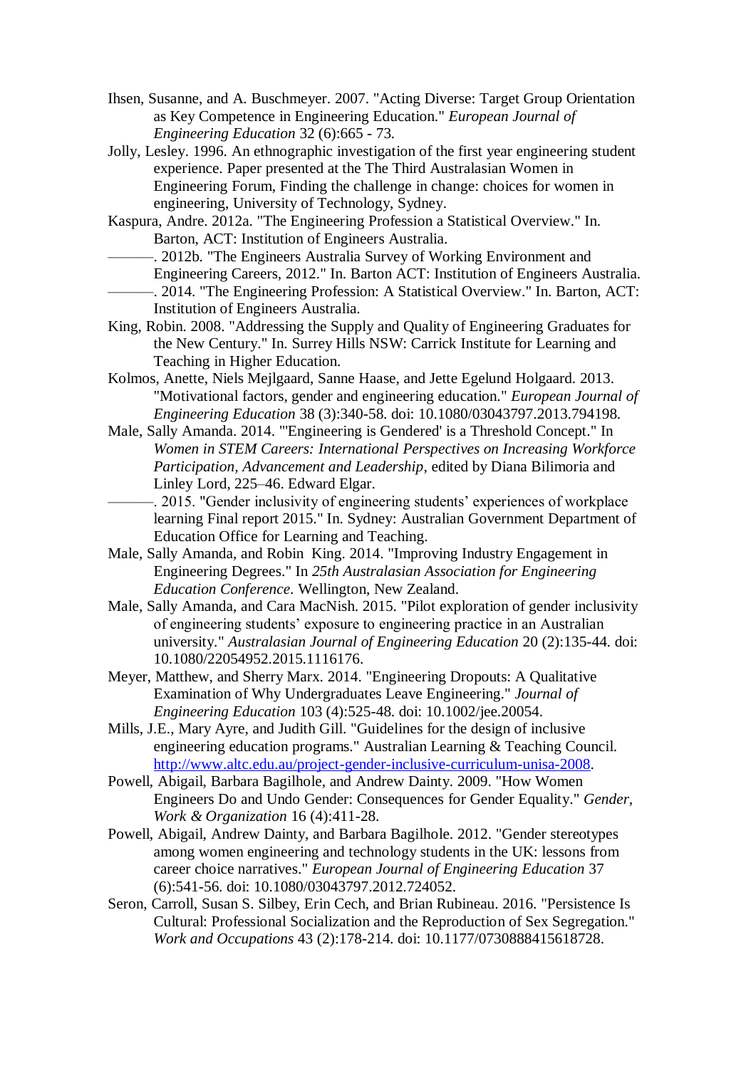Ihsen, Susanne, and A. Buschmeyer. 2007. "Acting Diverse: Target Group Orientation as Key Competence in Engineering Education." *European Journal of Engineering Education* 32 (6):665 - 73.

Jolly, Lesley. 1996. An ethnographic investigation of the first year engineering student experience. Paper presented at the The Third Australasian Women in Engineering Forum, Finding the challenge in change: choices for women in engineering, University of Technology, Sydney.

Kaspura, Andre. 2012a. "The Engineering Profession a Statistical Overview." In. Barton, ACT: Institution of Engineers Australia.

———. 2012b. "The Engineers Australia Survey of Working Environment and Engineering Careers, 2012." In. Barton ACT: Institution of Engineers Australia.

———. 2014. "The Engineering Profession: A Statistical Overview." In. Barton, ACT: Institution of Engineers Australia.

King, Robin. 2008. "Addressing the Supply and Quality of Engineering Graduates for the New Century." In. Surrey Hills NSW: Carrick Institute for Learning and Teaching in Higher Education.

Kolmos, Anette, Niels Mejlgaard, Sanne Haase, and Jette Egelund Holgaard. 2013. "Motivational factors, gender and engineering education." *European Journal of Engineering Education* 38 (3):340-58. doi: 10.1080/03043797.2013.794198.

Male, Sally Amanda. 2014. "'Engineering is Gendered' is a Threshold Concept." In *Women in STEM Careers: International Perspectives on Increasing Workforce Participation, Advancement and Leadership*, edited by Diana Bilimoria and Linley Lord, 225–46. Edward Elgar.

———. 2015. "Gender inclusivity of engineering students' experiences of workplace learning Final report 2015." In. Sydney: Australian Government Department of Education Office for Learning and Teaching.

Male, Sally Amanda, and Robin King. 2014. "Improving Industry Engagement in Engineering Degrees." In *25th Australasian Association for Engineering Education Conference*. Wellington, New Zealand.

Male, Sally Amanda, and Cara MacNish. 2015. "Pilot exploration of gender inclusivity of engineering students' exposure to engineering practice in an Australian university." *Australasian Journal of Engineering Education* 20 (2):135-44. doi: 10.1080/22054952.2015.1116176.

Meyer, Matthew, and Sherry Marx. 2014. "Engineering Dropouts: A Qualitative Examination of Why Undergraduates Leave Engineering." *Journal of Engineering Education* 103 (4):525-48. doi: 10.1002/jee.20054.

Mills, J.E., Mary Ayre, and Judith Gill. "Guidelines for the design of inclusive engineering education programs." Australian Learning & Teaching Council. [http://www.altc.edu.au/project-gender-inclusive-curriculum-unisa-2008](http://www.altc.edu.au/project-gender-inclusive-curriculum-unisa-2008).

Powell, Abigail, Barbara Bagilhole, and Andrew Dainty. 2009. "How Women Engineers Do and Undo Gender: Consequences for Gender Equality." *Gender, Work & Organization* 16 (4):411-28.

Powell, Abigail, Andrew Dainty, and Barbara Bagilhole. 2012. "Gender stereotypes among women engineering and technology students in the UK: lessons from career choice narratives." *European Journal of Engineering Education* 37 (6):541-56. doi: 10.1080/03043797.2012.724052.

Seron, Carroll, Susan S. Silbey, Erin Cech, and Brian Rubineau. 2016. "Persistence Is Cultural: Professional Socialization and the Reproduction of Sex Segregation." *Work and Occupations* 43 (2):178-214. doi: 10.1177/0730888415618728.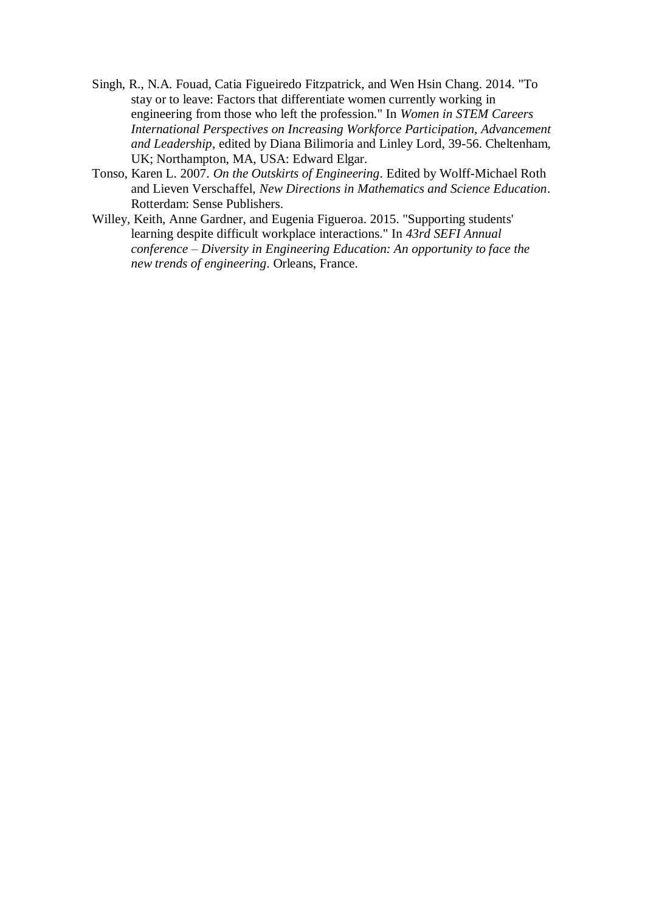Singh, R., N.A. Fouad, Catia Figueiredo Fitzpatrick, and Wen Hsin Chang. 2014. "To stay or to leave: Factors that differentiate women currently working in engineering from those who left the profession." In *Women in STEM Careers International Perspectives on Increasing Workforce Participation, Advancement and Leadership*, edited by Diana Bilimoria and Linley Lord, 39-56. Cheltenham, UK; Northampton, MA, USA: Edward Elgar.

Tonso, Karen L. 2007. *On the Outskirts of Engineering*. Edited by Wolff-Michael Roth and Lieven Verschaffel, *New Directions in Mathematics and Science Education*. Rotterdam: Sense Publishers.

Willey, Keith, Anne Gardner, and Eugenia Figueroa. 2015. "Supporting students' learning despite difficult workplace interactions." In *43rd SEFI Annual conference – Diversity in Engineering Education: An opportunity to face the new trends of engineering*. Orleans, France.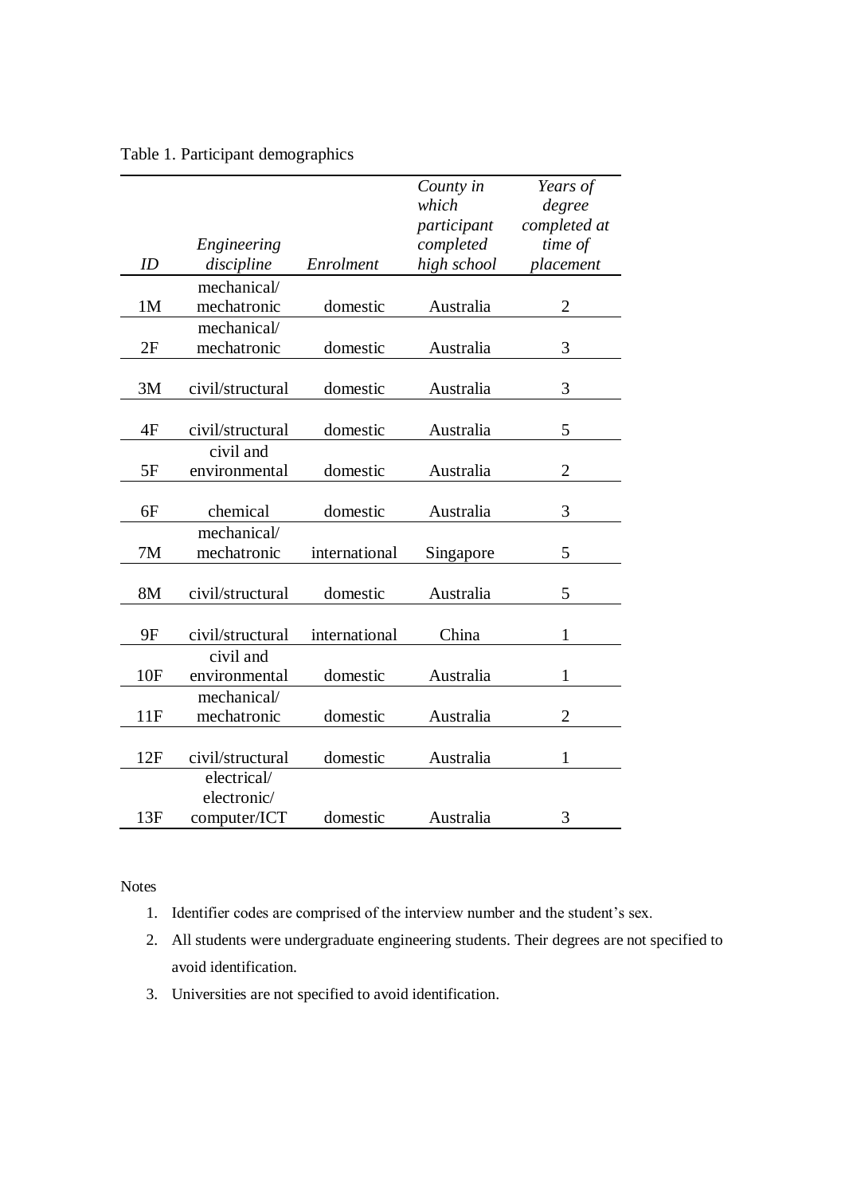Table 1. Participant demographics

| *ID* | *Engineering discipline* | *Enrolment* | *County in which participant completed high school* | *Years of degree completed at time of placement* |
|---|---|---|---|---|
| 1M | mechanical/ mechatronic | domestic | Australia | 2 |
| 2F | mechanical/ mechatronic | domestic | Australia | 3 |
| 3M | civil/structural | domestic | Australia | 3 |
| 4F | civil/structural | domestic | Australia | 5 |
| 5F | civil and environmental | domestic | Australia | 2 |
| 6F | chemical | domestic | Australia | 3 |
| 7M | mechanical/ mechatronic | international | Singapore | 5 |
| 8M | civil/structural | domestic | Australia | 5 |
| 9F | civil/structural | international | China | 1 |
| 10F | civil and environmental | domestic | Australia | 1 |
| 11F | mechanical/ mechatronic | domestic | Australia | 2 |
| 12F | civil/structural | domestic | Australia | 1 |
| 13F | electrical/ electronic/ computer/ICT | domestic | Australia | 3 |

Notes

1. Identifier codes are comprised of the interview number and the student's sex.
2. All students were undergraduate engineering students. Their degrees are not specified to avoid identification.
3. Universities are not specified to avoid identification.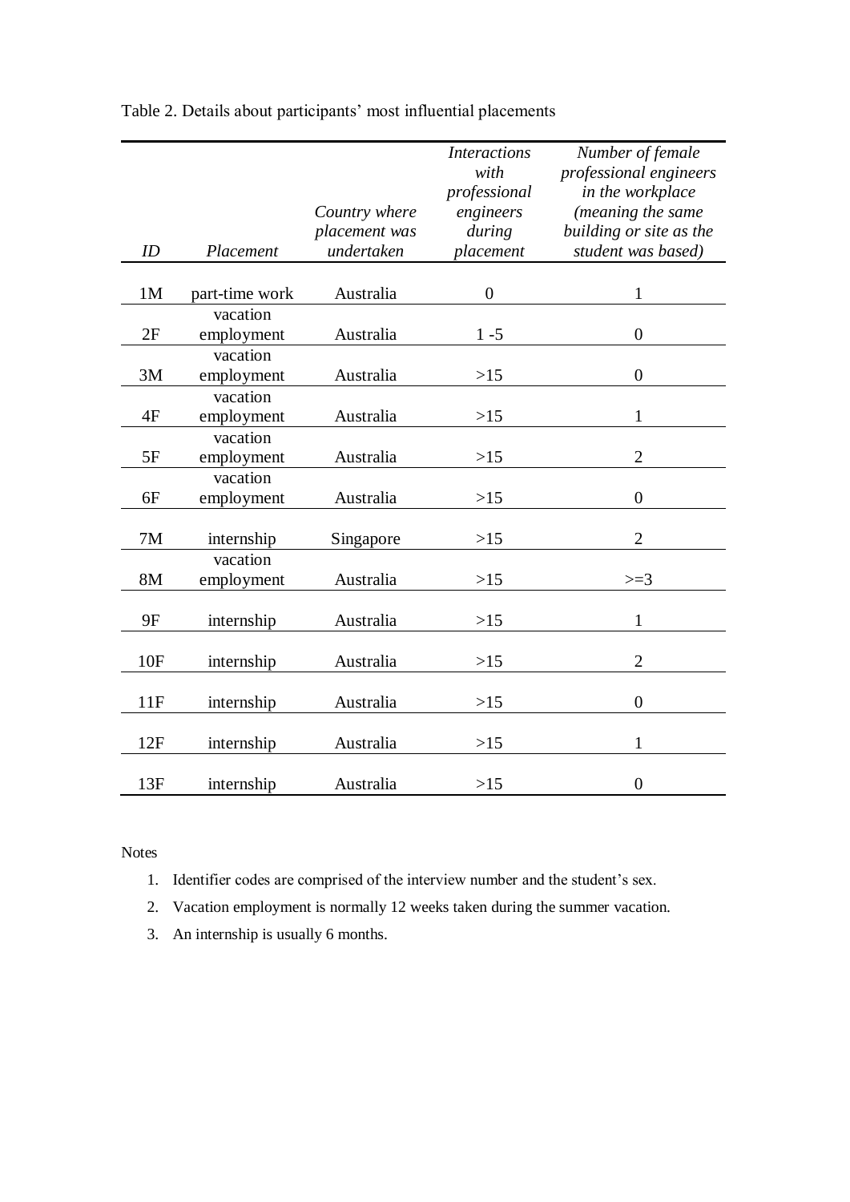Table 2. Details about participants' most influential placements

| *ID* | *Placement* | *Country where placement was undertaken* | *Interactions with professional engineers during placement* | *Number of female professional engineers in the workplace (meaning the same building or site as the student was based)* |
|---|---|---|---|---|
| 1M | part-time work | Australia | 0 | 1 |
| 2F | vacation employment | Australia | 1 -5 | 0 |
| 3M | vacation employment | Australia | >15 | 0 |
| 4F | vacation employment | Australia | >15 | 1 |
| 5F | vacation employment | Australia | >15 | 2 |
| 6F | vacation employment | Australia | >15 | 0 |
| 7M | internship | Singapore | >15 | 2 |
| 8M | vacation employment | Australia | >15 | >=3 |
| 9F | internship | Australia | >15 | 1 |
| 10F | internship | Australia | >15 | 2 |
| 11F | internship | Australia | >15 | 0 |
| 12F | internship | Australia | >15 | 1 |
| 13F | internship | Australia | >15 | 0 |

Notes

1. Identifier codes are comprised of the interview number and the student's sex.
2. Vacation employment is normally 12 weeks taken during the summer vacation.
3. An internship is usually 6 months.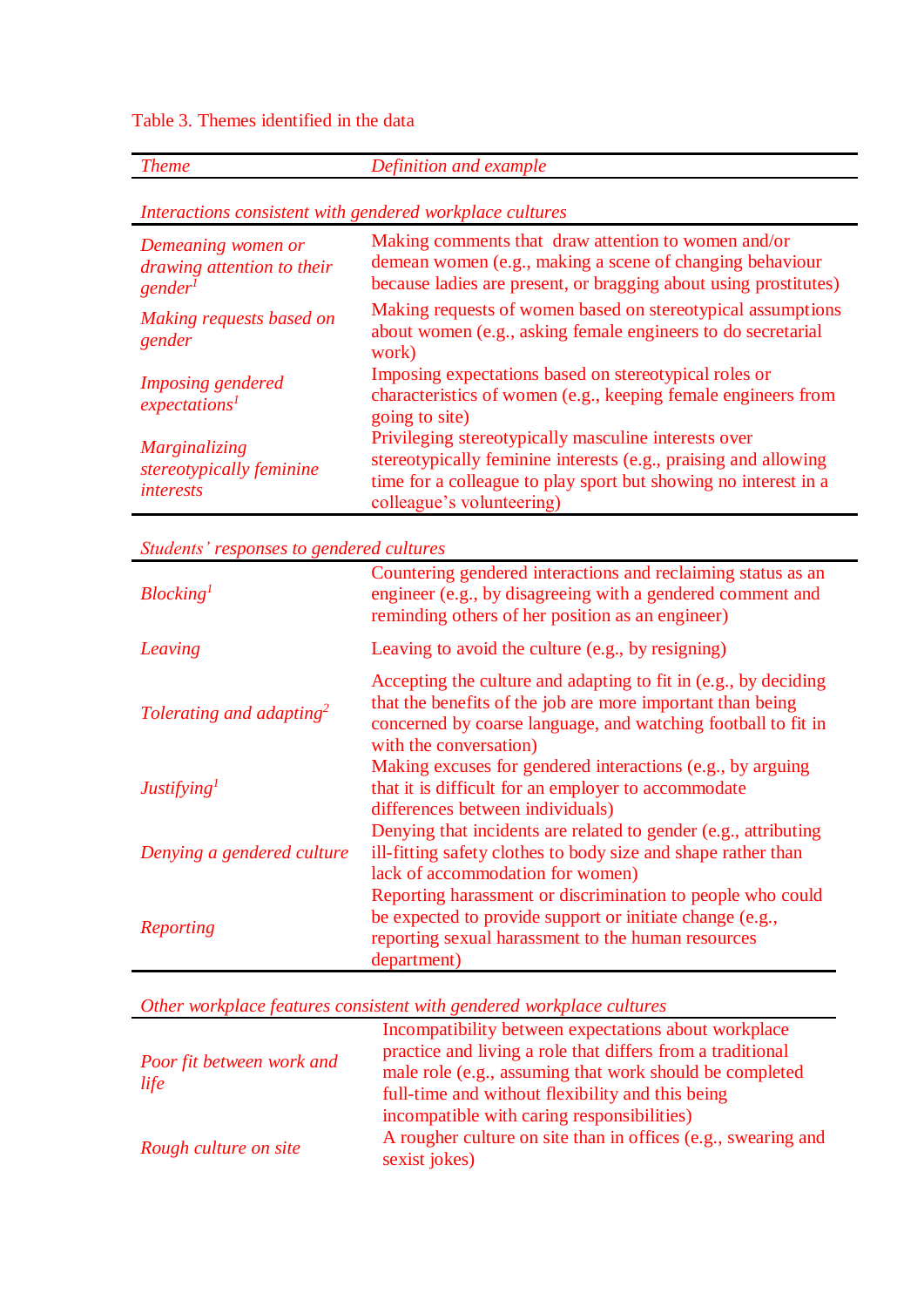Table 3. Themes identified in the data

| *Theme* | *Definition and example* |
|---|---|
| *Interactions consistent with gendered workplace cultures* | |
| *Demeaning women or drawing attention to their gender*[1] | Making comments that draw attention to women and/or demean women (e.g., making a scene of changing behaviour because ladies are present, or bragging about using prostitutes) |
| *Making requests based on gender* | Making requests of women based on stereotypical assumptions about women (e.g., asking female engineers to do secretarial work) |
| *Imposing gendered expectations*[1] | Imposing expectations based on stereotypical roles or characteristics of women (e.g., keeping female engineers from going to site) |
| *Marginalizing stereotypically feminine interests* | Privileging stereotypically masculine interests over stereotypically feminine interests (e.g., praising and allowing time for a colleague to play sport but showing no interest in a colleague's volunteering) |
| *Students' responses to gendered cultures* | |
| *Blocking*[1] | Countering gendered interactions and reclaiming status as an engineer (e.g., by disagreeing with a gendered comment and reminding others of her position as an engineer) |
| *Leaving* | Leaving to avoid the culture (e.g., by resigning) |
| *Tolerating and adapting*[2] | Accepting the culture and adapting to fit in (e.g., by deciding that the benefits of the job are more important than being concerned by coarse language, and watching football to fit in with the conversation) |
| *Justifying*[1] | Making excuses for gendered interactions (e.g., by arguing that it is difficult for an employer to accommodate differences between individuals) |
| *Denying a gendered culture* | Denying that incidents are related to gender (e.g., attributing ill-fitting safety clothes to body size and shape rather than lack of accommodation for women) |
| *Reporting* | Reporting harassment or discrimination to people who could be expected to provide support or initiate change (e.g., reporting sexual harassment to the human resources department) |
| *Other workplace features consistent with gendered workplace cultures* | |
| *Poor fit between work and life* | Incompatibility between expectations about workplace practice and living a role that differs from a traditional male role (e.g., assuming that work should be completed full-time and without flexibility and this being incompatible with caring responsibilities) |
| *Rough culture on site* | A rougher culture on site than in offices (e.g., swearing and sexist jokes) |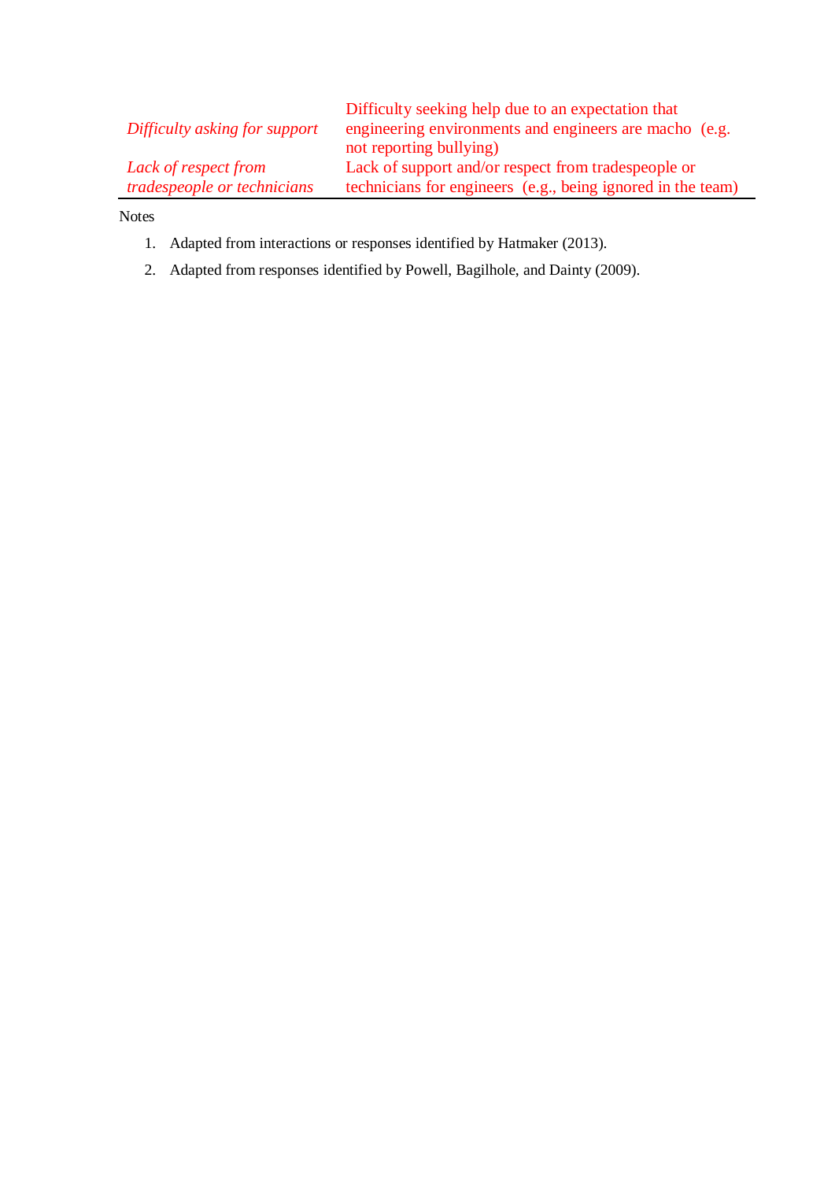| | |
|---|---|
| *Difficulty asking for support* | Difficulty seeking help due to an expectation that engineering environments and engineers are macho (e.g. not reporting bullying) |
| *Lack of respect from tradespeople or technicians* | Lack of support and/or respect from tradespeople or technicians for engineers (e.g., being ignored in the team) |

Notes

1. Adapted from interactions or responses identified by Hatmaker (2013).
2. Adapted from responses identified by Powell, Bagilhole, and Dainty (2009).